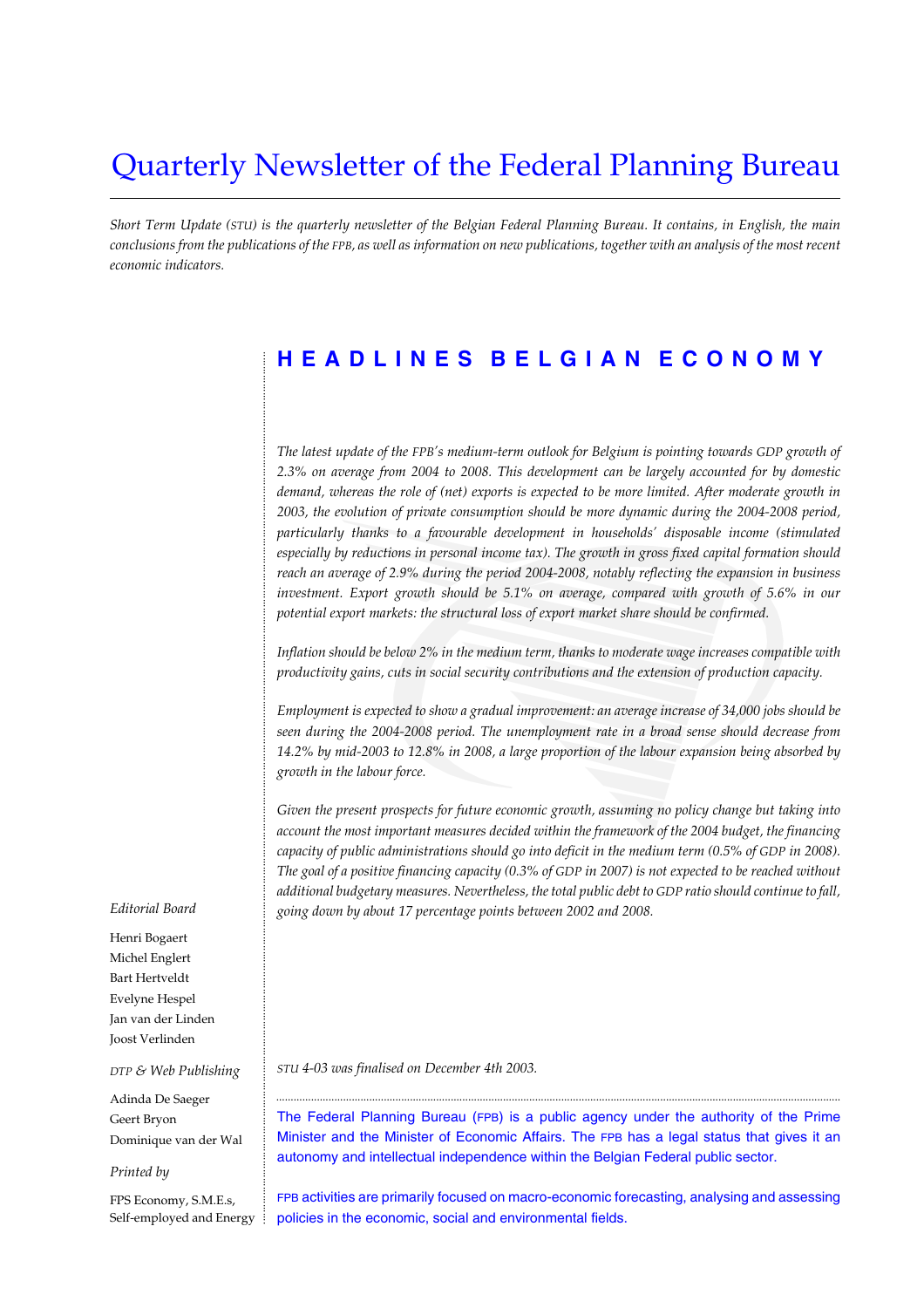# Quarterly Newsletter of the Federal Planning Bureau

*Short Term Update (STU) is the quarterly newsletter of the Belgian Federal Planning Bureau. It contains, in English, the main conclusions from the publications of the FPB, as well as information on new publications, together with an analysis of the most recent economic indicators.*

## HEADLINES BELGIAN ECONOMY

*The latest update of the FPB's medium-term outlook for Belgium is pointing towards GDP growth of 2.3% on average from 2004 to 2008. This development can be largely accounted for by domestic demand, whereas the role of (net) exports is expected to be more limited. After moderate growth in 2003, the evolution of private consumption should be more dynamic during the 2004-2008 period, particularly thanks to a favourable development in households' disposable income (stimulated especially by reductions in personal income tax). The growth in gross fixed capital formation should reach an average of 2.9% during the period 2004-2008, notably reflecting the expansion in business investment. Export growth should be 5.1% on average, compared with growth of 5.6% in our potential export markets: the structural loss of export market share should be confirmed.*

*Inflation should be below 2% in the medium term, thanks to moderate wage increases compatible with productivity gains, cuts in social security contributions and the extension of production capacity.*

*Employment is expected to show a gradual improvement: an average increase of 34,000 jobs should be seen during the 2004-2008 period. The unemployment rate in a broad sense should decrease from 14.2% by mid-2003 to 12.8% in 2008, a large proportion of the labour expansion being absorbed by growth in the labour force.*

*Given the present prospects for future economic growth, assuming no policy change but taking into account the most important measures decided within the framework of the 2004 budget, the financing capacity of public administrations should go into deficit in the medium term (0.5% of GDP in 2008). The goal of a positive financing capacity (0.3% of GDP in 2007) is not expected to be reached without additional budgetary measures. Nevertheless, the total public debt to GDP ratio should continue to fall, going down by about 17 percentage points between 2002 and 2008.*

*STU 4-03 was finalised on December 4th 2003.*

The Federal Planning Bureau (FPB) is a public agency under the authority of the Prime Minister and the Minister of Economic Affairs. The FPB has a legal status that gives it an autonomy and intellectual independence within the Belgian Federal public sector.

FPB activities are primarily focused on macro-economic forecasting, analysing and assessing policies in the economic, social and environmental fields.

*Editorial Board*

Henri Bogaert
Michel Englert
Bart Hertveldt
Evelyne Hespel
Jan van der Linden
Joost Verlinden

*DTP & Web Publishing*

Adinda De Saeger
Geert Bryon
Dominique van der Wal

*Printed by*

FPS Economy, S.M.E.s, Self-employed and Energy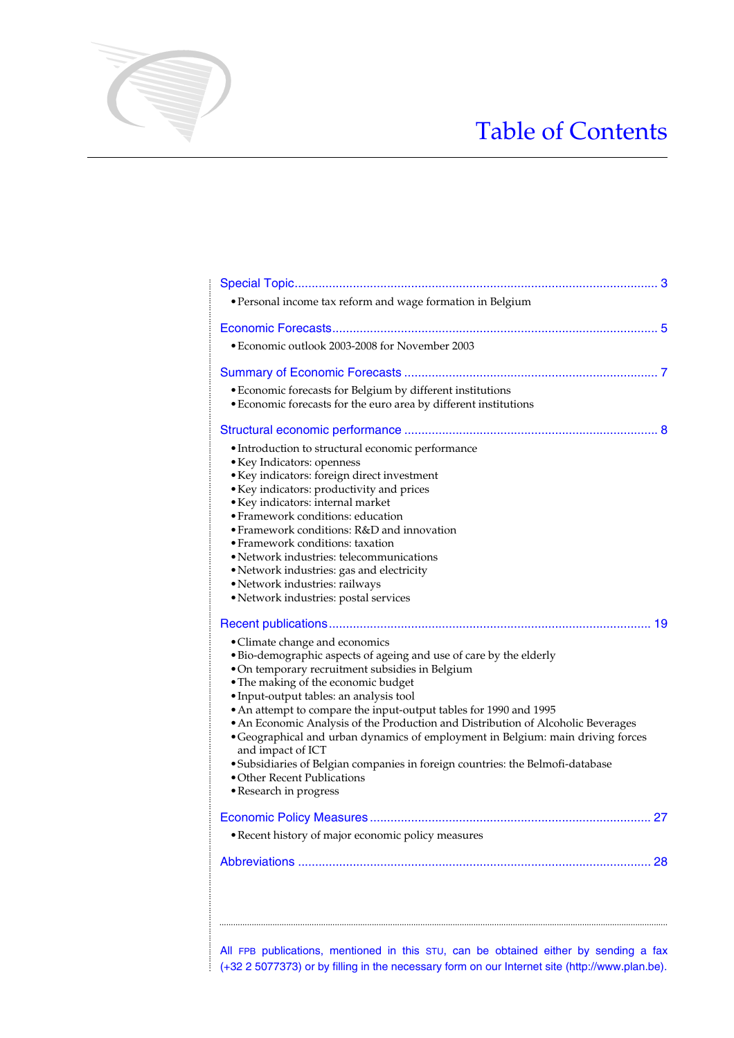# Table of Contents

Special Topic ........................................................................................................ 3

- Personal income tax reform and wage formation in Belgium

Economic Forecasts ................................................................................................ 5

- Economic outlook 2003-2008 for November 2003

Summary of Economic Forecasts ........................................................................ 7

- Economic forecasts for Belgium by different institutions
- Economic forecasts for the euro area by different institutions

Structural economic performance ........................................................................ 8

- Introduction to structural economic performance
- Key Indicators: openness
- Key indicators: foreign direct investment
- Key indicators: productivity and prices
- Key indicators: internal market
- Framework conditions: education
- Framework conditions: R&D and innovation
- Framework conditions: taxation
- Network industries: telecommunications
- Network industries: gas and electricity
- Network industries: railways
- Network industries: postal services

Recent publications ............................................................................................ 19

- Climate change and economics
- Bio-demographic aspects of ageing and use of care by the elderly
- On temporary recruitment subsidies in Belgium
- The making of the economic budget
- Input-output tables: an analysis tool
- An attempt to compare the input-output tables for 1990 and 1995
- An Economic Analysis of the Production and Distribution of Alcoholic Beverages
- Geographical and urban dynamics of employment in Belgium: main driving forces and impact of ICT
- Subsidiaries of Belgian companies in foreign countries: the Belmofi-database
- Other Recent Publications
- Research in progress

Economic Policy Measures ................................................................................ 27

- Recent history of major economic policy measures

Abbreviations ..................................................................................................... 28

All FPB publications, mentioned in this STU, can be obtained either by sending a fax (+32 2 5077373) or by filling in the necessary form on our Internet site (http://www.plan.be).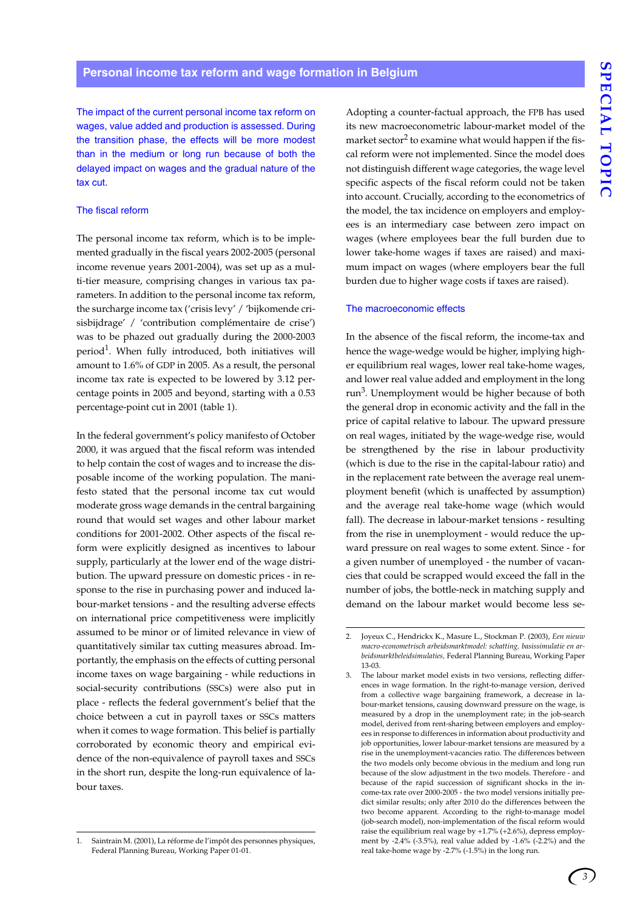## Personal income tax reform and wage formation in Belgium

The impact of the current personal income tax reform on wages, value added and production is assessed. During the transition phase, the effects will be more modest than in the medium or long run because of both the delayed impact on wages and the gradual nature of the tax cut.

### The fiscal reform

The personal income tax reform, which is to be implemented gradually in the fiscal years 2002-2005 (personal income revenue years 2001-2004), was set up as a multi-tier measure, comprising changes in various tax parameters. In addition to the personal income tax reform, the surcharge income tax ('crisis levy' / 'bijkomende crisisbijdrage' / 'contribution complémentaire de crise') was to be phazed out gradually during the 2000-2003 period[1]. When fully introduced, both initiatives will amount to 1.6% of GDP in 2005. As a result, the personal income tax rate is expected to be lowered by 3.12 percentage points in 2005 and beyond, starting with a 0.53 percentage-point cut in 2001 (table 1).

In the federal government's policy manifesto of October 2000, it was argued that the fiscal reform was intended to help contain the cost of wages and to increase the disposable income of the working population. The manifesto stated that the personal income tax cut would moderate gross wage demands in the central bargaining round that would set wages and other labour market conditions for 2001-2002. Other aspects of the fiscal reform were explicitly designed as incentives to labour supply, particularly at the lower end of the wage distribution. The upward pressure on domestic prices - in response to the rise in purchasing power and induced labour-market tensions - and the resulting adverse effects on international price competitiveness were implicitly assumed to be minor or of limited relevance in view of quantitatively similar tax cutting measures abroad. Importantly, the emphasis on the effects of cutting personal income taxes on wage bargaining - while reductions in social-security contributions (SSCs) were also put in place - reflects the federal government's belief that the choice between a cut in payroll taxes or SSCs matters when it comes to wage formation. This belief is partially corroborated by economic theory and empirical evidence of the non-equivalence of payroll taxes and SSCs in the short run, despite the long-run equivalence of labour taxes.

Adopting a counter-factual approach, the FPB has used its new macroeconometric labour-market model of the market sector[2] to examine what would happen if the fiscal reform were not implemented. Since the model does not distinguish different wage categories, the wage level specific aspects of the fiscal reform could not be taken into account. Crucially, according to the econometrics of the model, the tax incidence on employers and employees is an intermediary case between zero impact on wages (where employees bear the full burden due to lower take-home wages if taxes are raised) and maximum impact on wages (where employers bear the full burden due to higher wage costs if taxes are raised).

### The macroeconomic effects

In the absence of the fiscal reform, the income-tax and hence the wage-wedge would be higher, implying higher equilibrium real wages, lower real take-home wages, and lower real value added and employment in the long run[3]. Unemployment would be higher because of both the general drop in economic activity and the fall in the price of capital relative to labour. The upward pressure on real wages, initiated by the wage-wedge rise, would be strengthened by the rise in labour productivity (which is due to the rise in the capital-labour ratio) and in the replacement rate between the average real unemployment benefit (which is unaffected by assumption) and the average real take-home wage (which would fall). The decrease in labour-market tensions - resulting from the rise in unemployment - would reduce the upward pressure on real wages to some extent. Since - for a given number of unemployed - the number of vacancies that could be scrapped would exceed the fall in the number of jobs, the bottle-neck in matching supply and demand on the labour market would become less se-

---

1. Saintrain M. (2001), La réforme de l'impôt des personnes physiques, Federal Planning Bureau, Working Paper 01-01.

2. Joyeux C., Hendrickx K., Masure L., Stockman P. (2003), *Een nieuw macro-econometrisch arbeidsmarktmodel: schatting, basissimulatie en arbeidsmarktbeleidsimulaties*, Federal Planning Bureau, Working Paper 13-03.

3. The labour market model exists in two versions, reflecting differences in wage formation. In the right-to-manage version, derived from a collective wage bargaining framework, a decrease in labour-market tensions, causing downward pressure on the wage, is measured by a drop in the unemployment rate; in the job-search model, derived from rent-sharing between employers and employees in response to differences in information about productivity and job opportunities, lower labour-market tensions are measured by a rise in the unemployment-vacancies ratio. The differences between the two models only become obvious in the medium and long run because of the slow adjustment in the two models. Therefore - and because of the rapid succession of significant shocks in the income-tax rate over 2000-2005 - the two model versions initially predict similar results; only after 2010 do the differences between the two become apparent. According to the right-to-manage model (job-search model), non-implementation of the fiscal reform would raise the equilibrium real wage by +1.7% (+2.6%), depress employment by -2.4% (-3.5%), real value added by -1.6% (-2.2%) and the real take-home wage by -2.7% (-1.5%) in the long run.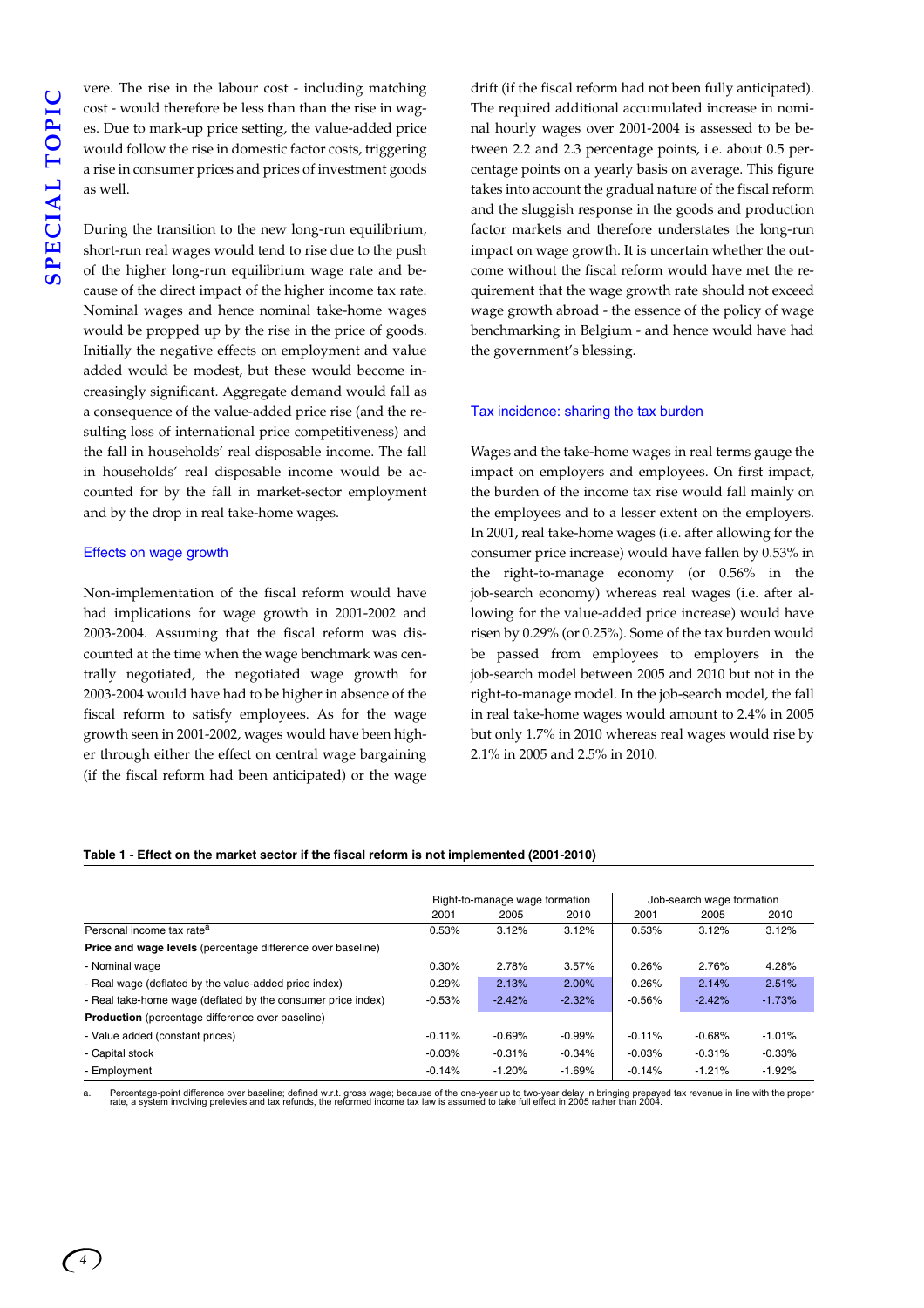vere. The rise in the labour cost - including matching cost - would therefore be less than than the rise in wages. Due to mark-up price setting, the value-added price would follow the rise in domestic factor costs, triggering a rise in consumer prices and prices of investment goods as well.

During the transition to the new long-run equilibrium, short-run real wages would tend to rise due to the push of the higher long-run equilibrium wage rate and because of the direct impact of the higher income tax rate. Nominal wages and hence nominal take-home wages would be propped up by the rise in the price of goods. Initially the negative effects on employment and value added would be modest, but these would become increasingly significant. Aggregate demand would fall as a consequence of the value-added price rise (and the resulting loss of international price competitiveness) and the fall in households' real disposable income. The fall in households' real disposable income would be accounted for by the fall in market-sector employment and by the drop in real take-home wages.

### Effects on wage growth

Non-implementation of the fiscal reform would have had implications for wage growth in 2001-2002 and 2003-2004. Assuming that the fiscal reform was discounted at the time when the wage benchmark was centrally negotiated, the negotiated wage growth for 2003-2004 would have had to be higher in absence of the fiscal reform to satisfy employees. As for the wage growth seen in 2001-2002, wages would have been higher through either the effect on central wage bargaining (if the fiscal reform had been anticipated) or the wage drift (if the fiscal reform had not been fully anticipated). The required additional accumulated increase in nominal hourly wages over 2001-2004 is assessed to be between 2.2 and 2.3 percentage points, i.e. about 0.5 percentage points on a yearly basis on average. This figure takes into account the gradual nature of the fiscal reform and the sluggish response in the goods and production factor markets and therefore understates the long-run impact on wage growth. It is uncertain whether the outcome without the fiscal reform would have met the requirement that the wage growth rate should not exceed wage growth abroad - the essence of the policy of wage benchmarking in Belgium - and hence would have had the government's blessing.

### Tax incidence: sharing the tax burden

Wages and the take-home wages in real terms gauge the impact on employers and employees. On first impact, the burden of the income tax rise would fall mainly on the employees and to a lesser extent on the employers. In 2001, real take-home wages (i.e. after allowing for the consumer price increase) would have fallen by 0.53% in the right-to-manage economy (or 0.56% in the job-search economy) whereas real wages (i.e. after allowing for the value-added price increase) would have risen by 0.29% (or 0.25%). Some of the tax burden would be passed from employees to employers in the job-search model between 2005 and 2010 but not in the right-to-manage model. In the job-search model, the fall in real take-home wages would amount to 2.4% in 2005 but only 1.7% in 2010 whereas real wages would rise by 2.1% in 2005 and 2.5% in 2010.

**Table 1 - Effect on the market sector if the fiscal reform is not implemented (2001-2010)**

| | Right-to-manage wage formation | | | Job-search wage formation | | |
|---|---|---|---|---|---|---|
| | 2001 | 2005 | 2010 | 2001 | 2005 | 2010 |
| Personal income tax rate[a] | 0.53% | 3.12% | 3.12% | 0.53% | 3.12% | 3.12% |
| **Price and wage levels** (percentage difference over baseline) | | | | | | |
| - Nominal wage | 0.30% | 2.78% | 3.57% | 0.26% | 2.76% | 4.28% |
| - Real wage (deflated by the value-added price index) | 0.29% | 2.13% | 2.00% | 0.26% | 2.14% | 2.51% |
| - Real take-home wage (deflated by the consumer price index) | -0.53% | -2.42% | -2.32% | -0.56% | -2.42% | -1.73% |
| **Production** (percentage difference over baseline) | | | | | | |
| - Value added (constant prices) | -0.11% | -0.69% | -0.99% | -0.11% | -0.68% | -1.01% |
| - Capital stock | -0.03% | -0.31% | -0.34% | -0.03% | -0.31% | -0.33% |
| - Employment | -0.14% | -1.20% | -1.69% | -0.14% | -1.21% | -1.92% |

a. Percentage-point difference over baseline; defined w.r.t. gross wage; because of the one-year up to two-year delay in bringing prepayed tax revenue in line with the proper rate, a system involving prelevies and tax refunds, the reformed income tax law is assumed to take full effect in 2005 rather than 2004.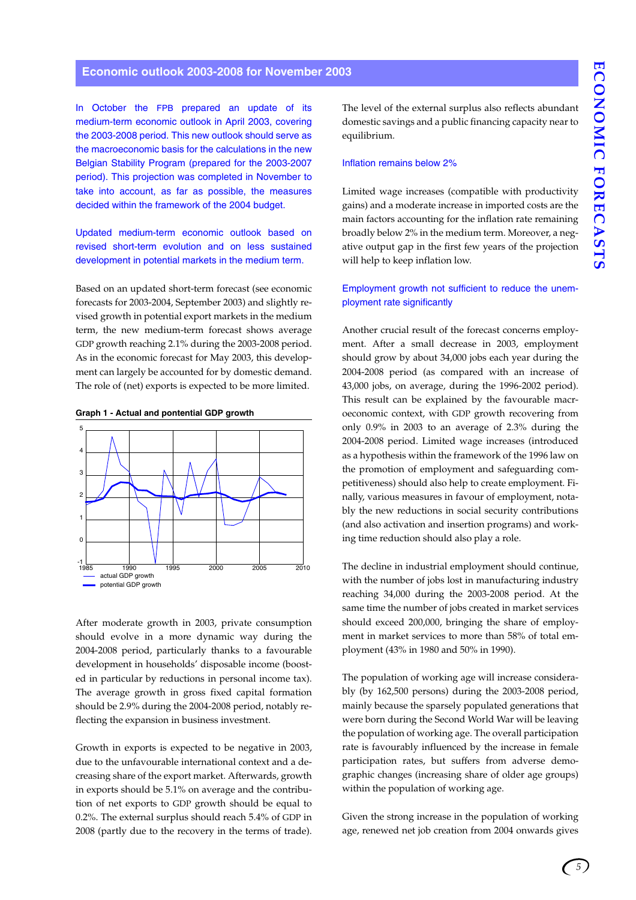## Economic outlook 2003-2008 for November 2003

In October the FPB prepared an update of its medium-term economic outlook in April 2003, covering the 2003-2008 period. This new outlook should serve as the macroeconomic basis for the calculations in the new Belgian Stability Program (prepared for the 2003-2007 period). This projection was completed in November to take into account, as far as possible, the measures decided within the framework of the 2004 budget.

### Updated medium-term economic outlook based on revised short-term evolution and on less sustained development in potential markets in the medium term.

Based on an updated short-term forecast (see economic forecasts for 2003-2004, September 2003) and slightly revised growth in potential export markets in the medium term, the new medium-term forecast shows average GDP growth reaching 2.1% during the 2003-2008 period. As in the economic forecast for May 2003, this development can largely be accounted for by domestic demand. The role of (net) exports is expected to be more limited.

**Graph 1 - Actual and pontential GDP growth**

(Graph: y-axis from -1 to 5; x-axis 1985 to 2010; legend: actual GDP growth, potential GDP growth)

After moderate growth in 2003, private consumption should evolve in a more dynamic way during the 2004-2008 period, particularly thanks to a favourable development in households' disposable income (boosted in particular by reductions in personal income tax). The average growth in gross fixed capital formation should be 2.9% during the 2004-2008 period, notably reflecting the expansion in business investment.

Growth in exports is expected to be negative in 2003, due to the unfavourable international context and a decreasing share of the export market. Afterwards, growth in exports should be 5.1% on average and the contribution of net exports to GDP growth should be equal to 0.2%. The external surplus should reach 5.4% of GDP in 2008 (partly due to the recovery in the terms of trade). The level of the external surplus also reflects abundant domestic savings and a public financing capacity near to equilibrium.

### Inflation remains below 2%

Limited wage increases (compatible with productivity gains) and a moderate increase in imported costs are the main factors accounting for the inflation rate remaining broadly below 2% in the medium term. Moreover, a negative output gap in the first few years of the projection will help to keep inflation low.

### Employment growth not sufficient to reduce the unemployment rate significantly

Another crucial result of the forecast concerns employment. After a small decrease in 2003, employment should grow by about 34,000 jobs each year during the 2004-2008 period (as compared with an increase of 43,000 jobs, on average, during the 1996-2002 period). This result can be explained by the favourable macroeconomic context, with GDP growth recovering from only 0.9% in 2003 to an average of 2.3% during the 2004-2008 period. Limited wage increases (introduced as a hypothesis within the framework of the 1996 law on the promotion of employment and safeguarding competitiveness) should also help to create employment. Finally, various measures in favour of employment, notably the new reductions in social security contributions (and also activation and insertion programs) and working time reduction should also play a role.

The decline in industrial employment should continue, with the number of jobs lost in manufacturing industry reaching 34,000 during the 2003-2008 period. At the same time the number of jobs created in market services should exceed 200,000, bringing the share of employment in market services to more than 58% of total employment (43% in 1980 and 50% in 1990).

The population of working age will increase considerably (by 162,500 persons) during the 2003-2008 period, mainly because the sparsely populated generations that were born during the Second World War will be leaving the population of working age. The overall participation rate is favourably influenced by the increase in female participation rates, but suffers from adverse demographic changes (increasing share of older age groups) within the population of working age.

Given the strong increase in the population of working age, renewed net job creation from 2004 onwards gives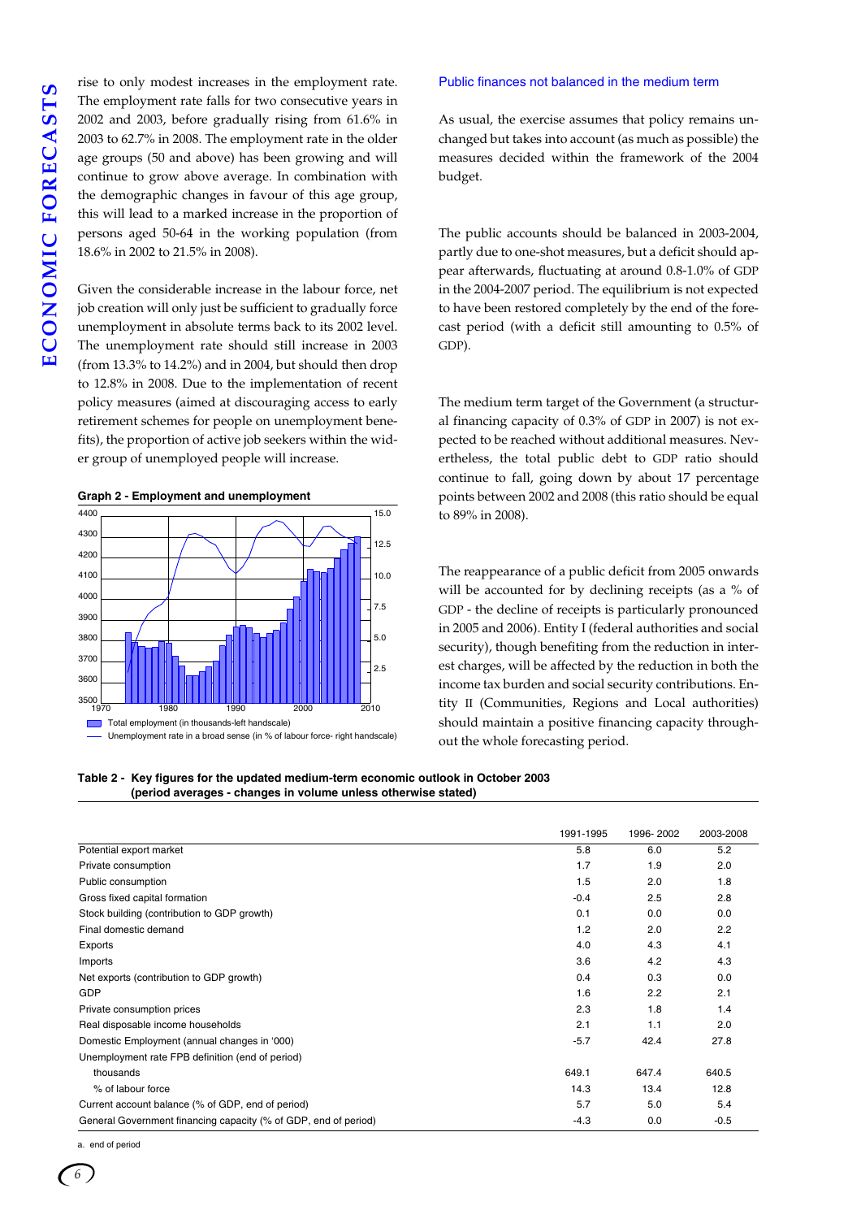rise to only modest increases in the employment rate. The employment rate falls for two consecutive years in 2002 and 2003, before gradually rising from 61.6% in 2003 to 62.7% in 2008. The employment rate in the older age groups (50 and above) has been growing and will continue to grow above average. In combination with the demographic changes in favour of this age group, this will lead to a marked increase in the proportion of persons aged 50-64 in the working population (from 18.6% in 2002 to 21.5% in 2008).

Given the considerable increase in the labour force, net job creation will only just be sufficient to gradually force unemployment in absolute terms back to its 2002 level. The unemployment rate should still increase in 2003 (from 13.3% to 14.2%) and in 2004, but should then drop to 12.8% in 2008. Due to the implementation of recent policy measures (aimed at discouraging access to early retirement schemes for people on unemployment benefits), the proportion of active job seekers within the wider group of unemployed people will increase.

**Graph 2 - Employment and unemployment**

Total employment (in thousands-left handscale)
Unemployment rate in a broad sense (in % of labour force- right handscale)

### Public finances not balanced in the medium term

As usual, the exercise assumes that policy remains unchanged but takes into account (as much as possible) the measures decided within the framework of the 2004 budget.

The public accounts should be balanced in 2003-2004, partly due to one-shot measures, but a deficit should appear afterwards, fluctuating at around 0.8-1.0% of GDP in the 2004-2007 period. The equilibrium is not expected to have been restored completely by the end of the forecast period (with a deficit still amounting to 0.5% of GDP).

The medium term target of the Government (a structural financing capacity of 0.3% of GDP in 2007) is not expected to be reached without additional measures. Nevertheless, the total public debt to GDP ratio should continue to fall, going down by about 17 percentage points between 2002 and 2008 (this ratio should be equal to 89% in 2008).

The reappearance of a public deficit from 2005 onwards will be accounted for by declining receipts (as a % of GDP - the decline of receipts is particularly pronounced in 2005 and 2006). Entity I (federal authorities and social security), though benefiting from the reduction in interest charges, will be affected by the reduction in both the income tax burden and social security contributions. Entity II (Communities, Regions and Local authorities) should maintain a positive financing capacity throughout the whole forecasting period.

**Table 2 - Key figures for the updated medium-term economic outlook in October 2003 (period averages - changes in volume unless otherwise stated)**

| | 1991-1995 | 1996- 2002 | 2003-2008 |
|---|---|---|---|
| Potential export market | 5.8 | 6.0 | 5.2 |
| Private consumption | 1.7 | 1.9 | 2.0 |
| Public consumption | 1.5 | 2.0 | 1.8 |
| Gross fixed capital formation | -0.4 | 2.5 | 2.8 |
| Stock building (contribution to GDP growth) | 0.1 | 0.0 | 0.0 |
| Final domestic demand | 1.2 | 2.0 | 2.2 |
| Exports | 4.0 | 4.3 | 4.1 |
| Imports | 3.6 | 4.2 | 4.3 |
| Net exports (contribution to GDP growth) | 0.4 | 0.3 | 0.0 |
| GDP | 1.6 | 2.2 | 2.1 |
| Private consumption prices | 2.3 | 1.8 | 1.4 |
| Real disposable income households | 2.1 | 1.1 | 2.0 |
| Domestic Employment (annual changes in '000) | -5.7 | 42.4 | 27.8 |
| Unemployment rate FPB definition (end of period) | | | |
| thousands | 649.1 | 647.4 | 640.5 |
| % of labour force | 14.3 | 13.4 | 12.8 |
| Current account balance (% of GDP, end of period) | 5.7 | 5.0 | 5.4 |
| General Government financing capacity (% of GDP, end of period) | -4.3 | 0.0 | -0.5 |

a. end of period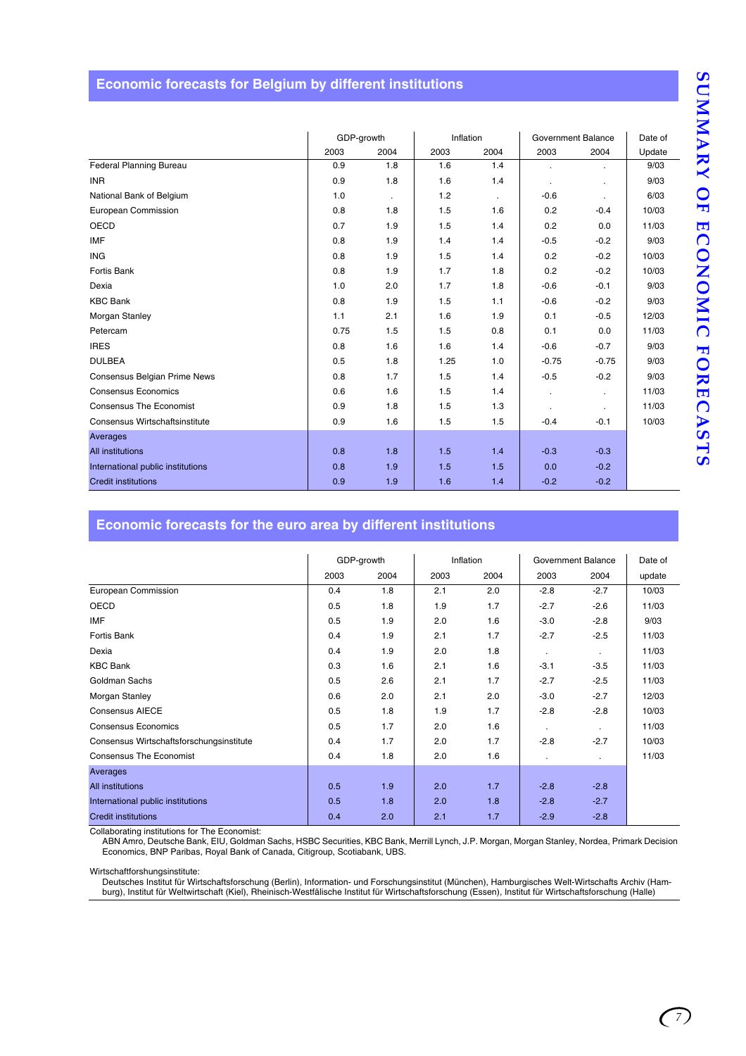## Economic forecasts for Belgium by different institutions

| | GDP-growth | | Inflation | | Government Balance | | Date of |
|---|---|---|---|---|---|---|---|
| | 2003 | 2004 | 2003 | 2004 | 2003 | 2004 | Update |
| Federal Planning Bureau | 0.9 | 1.8 | 1.6 | 1.4 | . | . | 9/03 |
| INR | 0.9 | 1.8 | 1.6 | 1.4 | . | . | 9/03 |
| National Bank of Belgium | 1.0 | . | 1.2 | . | -0.6 | . | 6/03 |
| European Commission | 0.8 | 1.8 | 1.5 | 1.6 | 0.2 | -0.4 | 10/03 |
| OECD | 0.7 | 1.9 | 1.5 | 1.4 | 0.2 | 0.0 | 11/03 |
| IMF | 0.8 | 1.9 | 1.4 | 1.4 | -0.5 | -0.2 | 9/03 |
| ING | 0.8 | 1.9 | 1.5 | 1.4 | 0.2 | -0.2 | 10/03 |
| Fortis Bank | 0.8 | 1.9 | 1.7 | 1.8 | 0.2 | -0.2 | 10/03 |
| Dexia | 1.0 | 2.0 | 1.7 | 1.8 | -0.6 | -0.1 | 9/03 |
| KBC Bank | 0.8 | 1.9 | 1.5 | 1.1 | -0.6 | -0.2 | 9/03 |
| Morgan Stanley | 1.1 | 2.1 | 1.6 | 1.9 | 0.1 | -0.5 | 12/03 |
| Petercam | 0.75 | 1.5 | 1.5 | 0.8 | 0.1 | 0.0 | 11/03 |
| IRES | 0.8 | 1.6 | 1.6 | 1.4 | -0.6 | -0.7 | 9/03 |
| DULBEA | 0.5 | 1.8 | 1.25 | 1.0 | -0.75 | -0.75 | 9/03 |
| Consensus Belgian Prime News | 0.8 | 1.7 | 1.5 | 1.4 | -0.5 | -0.2 | 9/03 |
| Consensus Economics | 0.6 | 1.6 | 1.5 | 1.4 | . | . | 11/03 |
| Consensus The Economist | 0.9 | 1.8 | 1.5 | 1.3 | . | . | 11/03 |
| Consensus Wirtschaftsinstitute | 0.9 | 1.6 | 1.5 | 1.5 | -0.4 | -0.1 | 10/03 |
| Averages | | | | | | | |
| All institutions | 0.8 | 1.8 | 1.5 | 1.4 | -0.3 | -0.3 | |
| International public institutions | 0.8 | 1.9 | 1.5 | 1.5 | 0.0 | -0.2 | |
| Credit institutions | 0.9 | 1.9 | 1.6 | 1.4 | -0.2 | -0.2 | |

## Economic forecasts for the euro area by different institutions

| | GDP-growth | | Inflation | | Government Balance | | Date of |
|---|---|---|---|---|---|---|---|
| | 2003 | 2004 | 2003 | 2004 | 2003 | 2004 | update |
| European Commission | 0.4 | 1.8 | 2.1 | 2.0 | -2.8 | -2.7 | 10/03 |
| OECD | 0.5 | 1.8 | 1.9 | 1.7 | -2.7 | -2.6 | 11/03 |
| IMF | 0.5 | 1.9 | 2.0 | 1.6 | -3.0 | -2.8 | 9/03 |
| Fortis Bank | 0.4 | 1.9 | 2.1 | 1.7 | -2.7 | -2.5 | 11/03 |
| Dexia | 0.4 | 1.9 | 2.0 | 1.8 | . | . | 11/03 |
| KBC Bank | 0.3 | 1.6 | 2.1 | 1.6 | -3.1 | -3.5 | 11/03 |
| Goldman Sachs | 0.5 | 2.6 | 2.1 | 1.7 | -2.7 | -2.5 | 11/03 |
| Morgan Stanley | 0.6 | 2.0 | 2.1 | 2.0 | -3.0 | -2.7 | 12/03 |
| Consensus AIECE | 0.5 | 1.8 | 1.9 | 1.7 | -2.8 | -2.8 | 10/03 |
| Consensus Economics | 0.5 | 1.7 | 2.0 | 1.6 | . | . | 11/03 |
| Consensus Wirtschaftsforschungsinstitute | 0.4 | 1.7 | 2.0 | 1.7 | -2.8 | -2.7 | 10/03 |
| Consensus The Economist | 0.4 | 1.8 | 2.0 | 1.6 | . | . | 11/03 |
| Averages | | | | | | | |
| All institutions | 0.5 | 1.9 | 2.0 | 1.7 | -2.8 | -2.8 | |
| International public institutions | 0.5 | 1.8 | 2.0 | 1.8 | -2.8 | -2.7 | |
| Credit institutions | 0.4 | 2.0 | 2.1 | 1.7 | -2.9 | -2.8 | |

Collaborating institutions for The Economist:
ABN Amro, Deutsche Bank, EIU, Goldman Sachs, HSBC Securities, KBC Bank, Merrill Lynch, J.P. Morgan, Morgan Stanley, Nordea, Primark Decision Economics, BNP Paribas, Royal Bank of Canada, Citigroup, Scotiabank, UBS.

Wirtschaftforshungsinstitute:
Deutsches Institut für Wirtschaftsforschung (Berlin), Information- und Forschungsinstitut (München), Hamburgisches Welt-Wirtschafts Archiv (Hamburg), Institut für Weltwirtschaft (Kiel), Rheinisch-Westfälische Institut für Wirtschaftsforschung (Essen), Institut für Wirtschaftsforschung (Halle)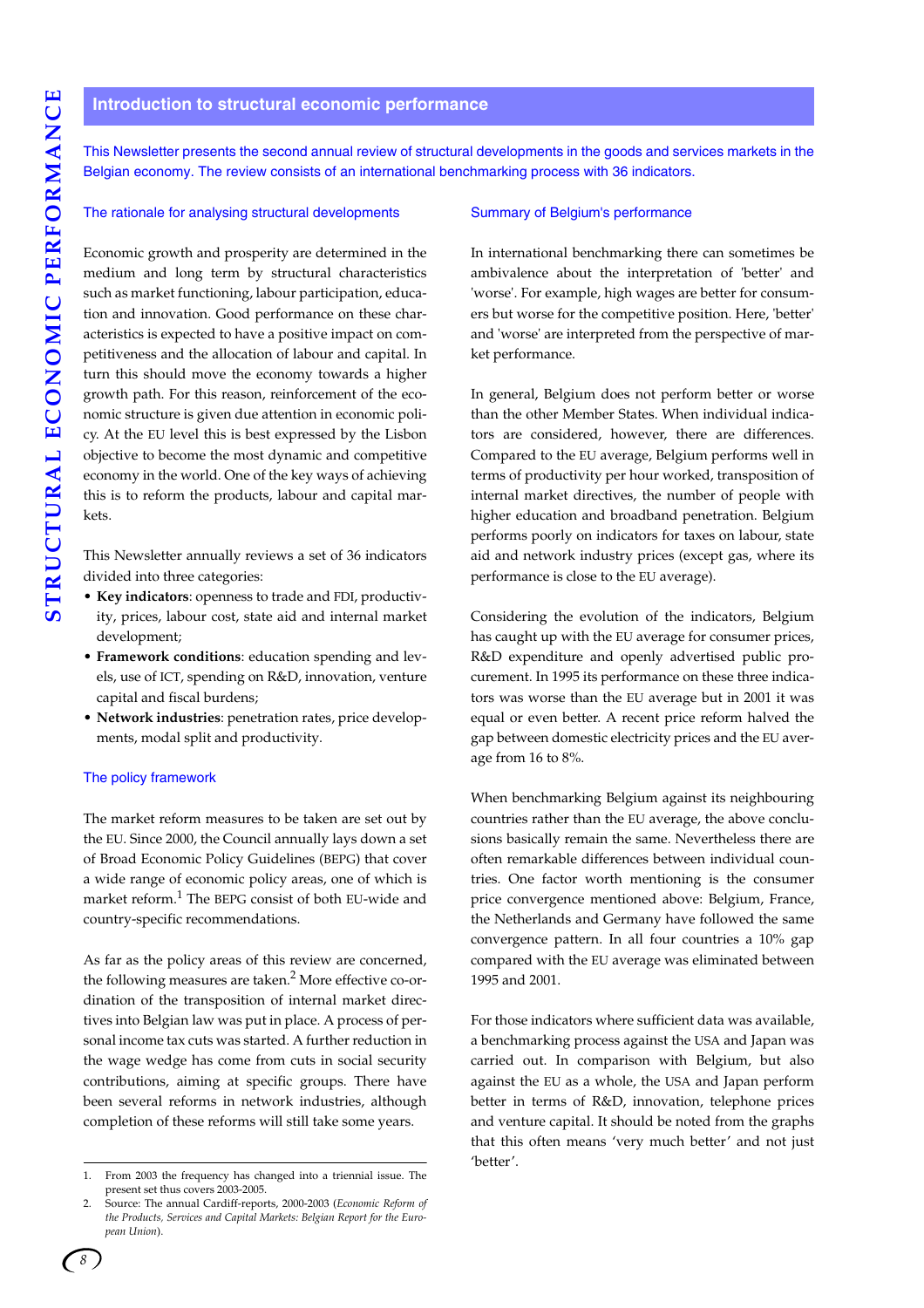## Introduction to structural economic performance

This Newsletter presents the second annual review of structural developments in the goods and services markets in the Belgian economy. The review consists of an international benchmarking process with 36 indicators.

### The rationale for analysing structural developments

Economic growth and prosperity are determined in the medium and long term by structural characteristics such as market functioning, labour participation, education and innovation. Good performance on these characteristics is expected to have a positive impact on competitiveness and the allocation of labour and capital. In turn this should move the economy towards a higher growth path. For this reason, reinforcement of the economic structure is given due attention in economic policy. At the EU level this is best expressed by the Lisbon objective to become the most dynamic and competitive economy in the world. One of the key ways of achieving this is to reform the products, labour and capital markets.

This Newsletter annually reviews a set of 36 indicators divided into three categories:

- **Key indicators**: openness to trade and FDI, productivity, prices, labour cost, state aid and internal market development;
- **Framework conditions**: education spending and levels, use of ICT, spending on R&D, innovation, venture capital and fiscal burdens;
- **Network industries**: penetration rates, price developments, modal split and productivity.

### The policy framework

The market reform measures to be taken are set out by the EU. Since 2000, the Council annually lays down a set of Broad Economic Policy Guidelines (BEPG) that cover a wide range of economic policy areas, one of which is market reform.[1] The BEPG consist of both EU-wide and country-specific recommendations.

As far as the policy areas of this review are concerned, the following measures are taken.[2] More effective co-ordination of the transposition of internal market directives into Belgian law was put in place. A process of personal income tax cuts was started. A further reduction in the wage wedge has come from cuts in social security contributions, aiming at specific groups. There have been several reforms in network industries, although completion of these reforms will still take some years.

### Summary of Belgium's performance

In international benchmarking there can sometimes be ambivalence about the interpretation of 'better' and 'worse'. For example, high wages are better for consumers but worse for the competitive position. Here, 'better' and 'worse' are interpreted from the perspective of market performance.

In general, Belgium does not perform better or worse than the other Member States. When individual indicators are considered, however, there are differences. Compared to the EU average, Belgium performs well in terms of productivity per hour worked, transposition of internal market directives, the number of people with higher education and broadband penetration. Belgium performs poorly on indicators for taxes on labour, state aid and network industry prices (except gas, where its performance is close to the EU average).

Considering the evolution of the indicators, Belgium has caught up with the EU average for consumer prices, R&D expenditure and openly advertised public procurement. In 1995 its performance on these three indicators was worse than the EU average but in 2001 it was equal or even better. A recent price reform halved the gap between domestic electricity prices and the EU average from 16 to 8%.

When benchmarking Belgium against its neighbouring countries rather than the EU average, the above conclusions basically remain the same. Nevertheless there are often remarkable differences between individual countries. One factor worth mentioning is the consumer price convergence mentioned above: Belgium, France, the Netherlands and Germany have followed the same convergence pattern. In all four countries a 10% gap compared with the EU average was eliminated between 1995 and 2001.

For those indicators where sufficient data was available, a benchmarking process against the USA and Japan was carried out. In comparison with Belgium, but also against the EU as a whole, the USA and Japan perform better in terms of R&D, innovation, telephone prices and venture capital. It should be noted from the graphs that this often means 'very much better' and not just 'better'.

---

1. From 2003 the frequency has changed into a triennial issue. The present set thus covers 2003-2005.
2. Source: The annual Cardiff-reports, 2000-2003 (*Economic Reform of the Products, Services and Capital Markets: Belgian Report for the European Union*).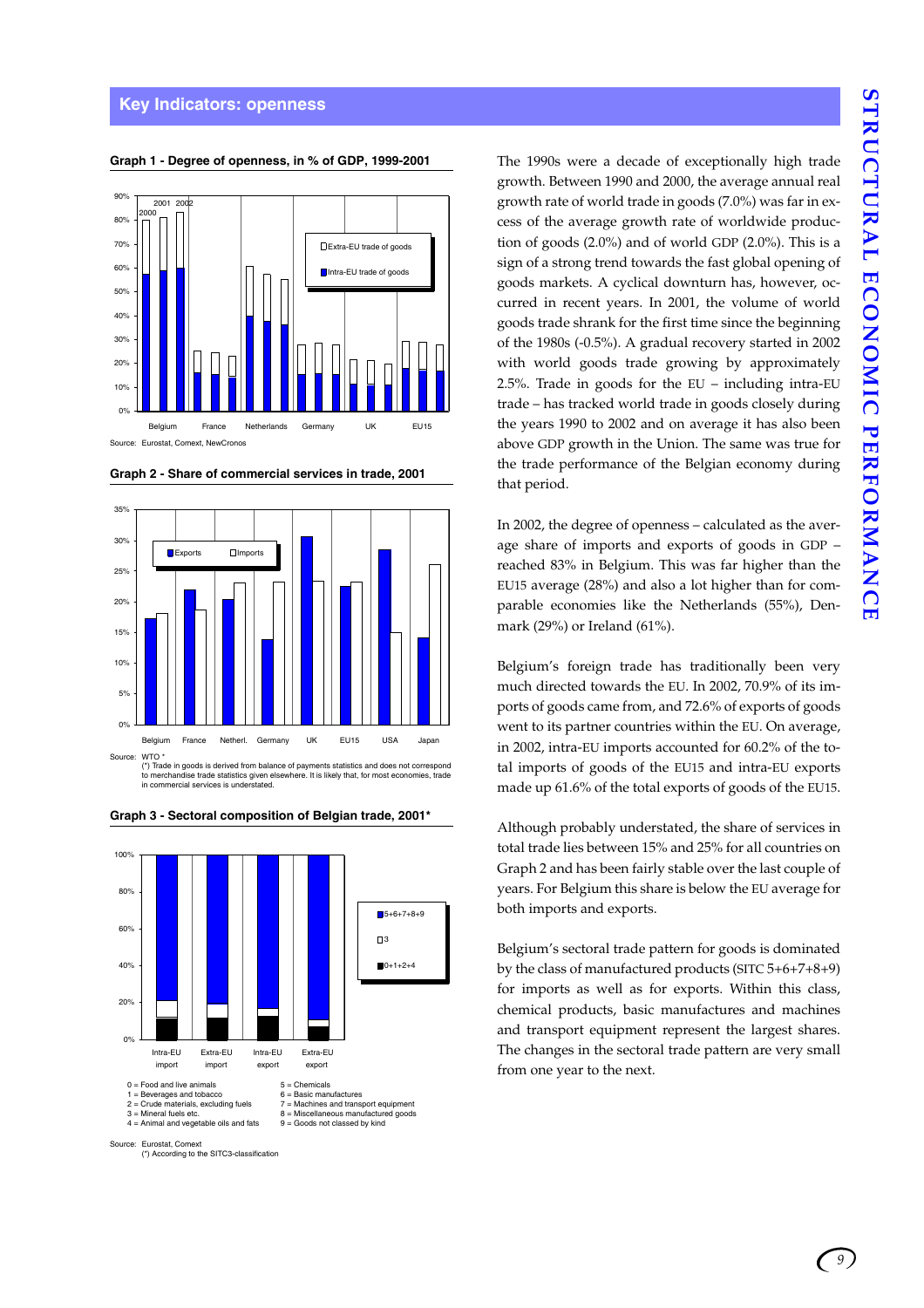## Key Indicators: openness

**Graph 1 - Degree of openness, in % of GDP, 1999-2001**

Source: Eurostat, Comext, NewCronos

**Graph 2 - Share of commercial services in trade, 2001**

Source: WTO *
(*) Trade in goods is derived from balance of payments statistics and does not correspond to merchandise trade statistics given elsewhere. It is likely that, for most economies, trade in commercial services is understated.

**Graph 3 - Sectoral composition of Belgian trade, 2001***

0 = Food and live animals
1 = Beverages and tobacco
2 = Crude materials, excluding fuels
3 = Mineral fuels etc.
4 = Animal and vegetable oils and fats
5 = Chemicals
6 = Basic manufactures
7 = Machines and transport equipment
8 = Miscellaneous manufactured goods
9 = Goods not classed by kind

Source: Eurostat, Comext
(*) According to the SITC3-classification

The 1990s were a decade of exceptionally high trade growth. Between 1990 and 2000, the average annual real growth rate of world trade in goods (7.0%) was far in excess of the average growth rate of worldwide production of goods (2.0%) and of world GDP (2.0%). This is a sign of a strong trend towards the fast global opening of goods markets. A cyclical downturn has, however, occurred in recent years. In 2001, the volume of world goods trade shrank for the first time since the beginning of the 1980s (-0.5%). A gradual recovery started in 2002 with world goods trade growing by approximately 2.5%. Trade in goods for the EU – including intra-EU trade – has tracked world trade in goods closely during the years 1990 to 2002 and on average it has also been above GDP growth in the Union. The same was true for the trade performance of the Belgian economy during that period.

In 2002, the degree of openness – calculated as the average share of imports and exports of goods in GDP – reached 83% in Belgium. This was far higher than the EU15 average (28%) and also a lot higher than for comparable economies like the Netherlands (55%), Denmark (29%) or Ireland (61%).

Belgium's foreign trade has traditionally been very much directed towards the EU. In 2002, 70.9% of its imports of goods came from, and 72.6% of exports of goods went to its partner countries within the EU. On average, in 2002, intra-EU imports accounted for 60.2% of the total imports of goods of the EU15 and intra-EU exports made up 61.6% of the total exports of goods of the EU15.

Although probably understated, the share of services in total trade lies between 15% and 25% for all countries on Graph 2 and has been fairly stable over the last couple of years. For Belgium this share is below the EU average for both imports and exports.

Belgium's sectoral trade pattern for goods is dominated by the class of manufactured products (SITC 5+6+7+8+9) for imports as well as for exports. Within this class, chemical products, basic manufactures and machines and transport equipment represent the largest shares. The changes in the sectoral trade pattern are very small from one year to the next.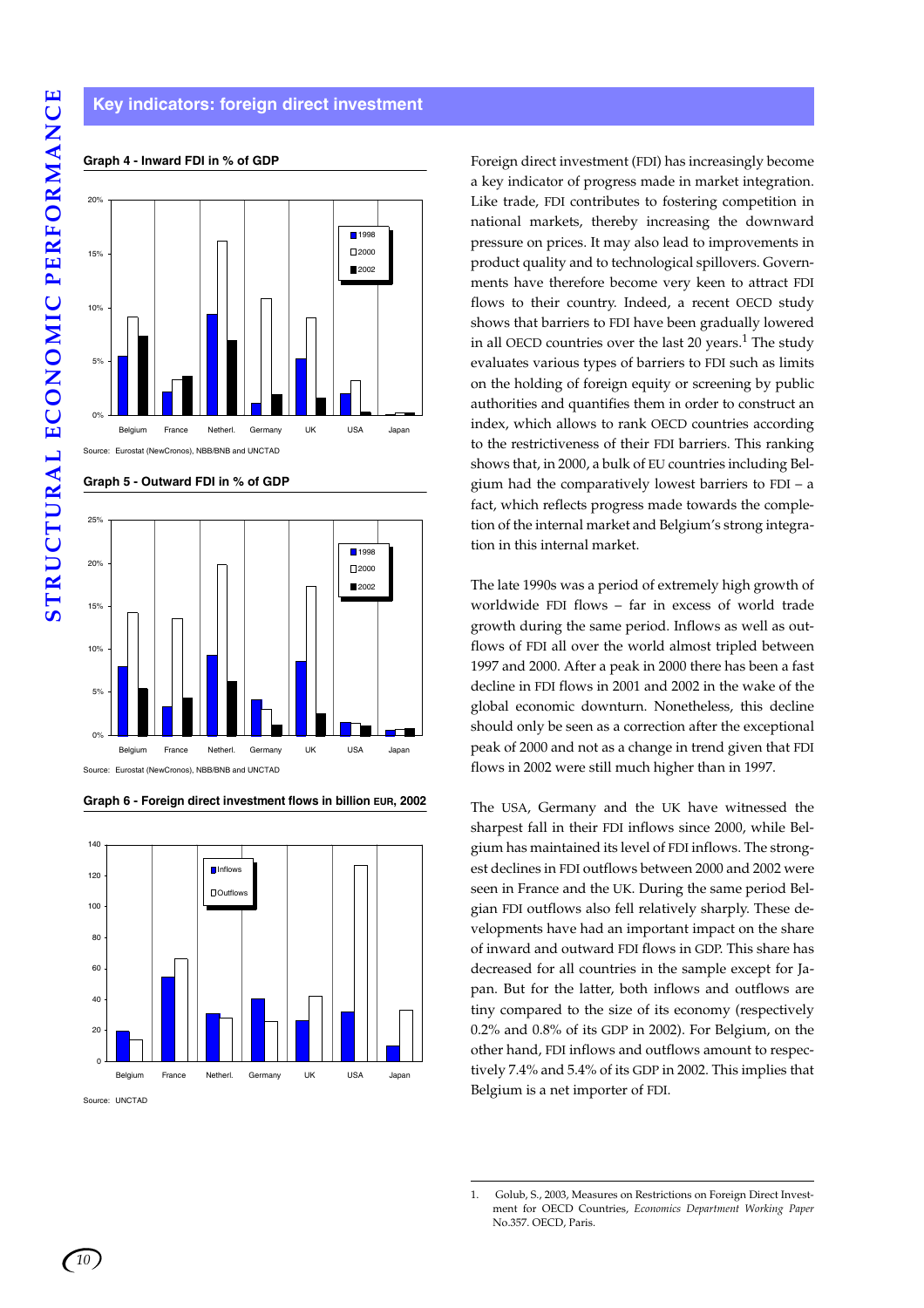## Key indicators: foreign direct investment

**Graph 4 - Inward FDI in % of GDP**

Source: Eurostat (NewCronos), NBB/BNB and UNCTAD

**Graph 5 - Outward FDI in % of GDP**

Source: Eurostat (NewCronos), NBB/BNB and UNCTAD

**Graph 6 - Foreign direct investment flows in billion EUR, 2002**

Source: UNCTAD

Foreign direct investment (FDI) has increasingly become a key indicator of progress made in market integration. Like trade, FDI contributes to fostering competition in national markets, thereby increasing the downward pressure on prices. It may also lead to improvements in product quality and to technological spillovers. Governments have therefore become very keen to attract FDI flows to their country. Indeed, a recent OECD study shows that barriers to FDI have been gradually lowered in all OECD countries over the last 20 years.[1] The study evaluates various types of barriers to FDI such as limits on the holding of foreign equity or screening by public authorities and quantifies them in order to construct an index, which allows to rank OECD countries according to the restrictiveness of their FDI barriers. This ranking shows that, in 2000, a bulk of EU countries including Belgium had the comparatively lowest barriers to FDI – a fact, which reflects progress made towards the completion of the internal market and Belgium's strong integration in this internal market.

The late 1990s was a period of extremely high growth of worldwide FDI flows – far in excess of world trade growth during the same period. Inflows as well as outflows of FDI all over the world almost tripled between 1997 and 2000. After a peak in 2000 there has been a fast decline in FDI flows in 2001 and 2002 in the wake of the global economic downturn. Nonetheless, this decline should only be seen as a correction after the exceptional peak of 2000 and not as a change in trend given that FDI flows in 2002 were still much higher than in 1997.

The USA, Germany and the UK have witnessed the sharpest fall in their FDI inflows since 2000, while Belgium has maintained its level of FDI inflows. The strongest declines in FDI outflows between 2000 and 2002 were seen in France and the UK. During the same period Belgian FDI outflows also fell relatively sharply. These developments have had an important impact on the share of inward and outward FDI flows in GDP. This share has decreased for all countries in the sample except for Japan. But for the latter, both inflows and outflows are tiny compared to the size of its economy (respectively 0.2% and 0.8% of its GDP in 2002). For Belgium, on the other hand, FDI inflows and outflows amount to respectively 7.4% and 5.4% of its GDP in 2002. This implies that Belgium is a net importer of FDI.

1. Golub, S., 2003, Measures on Restrictions on Foreign Direct Investment for OECD Countries, *Economics Department Working Paper* No.357. OECD, Paris.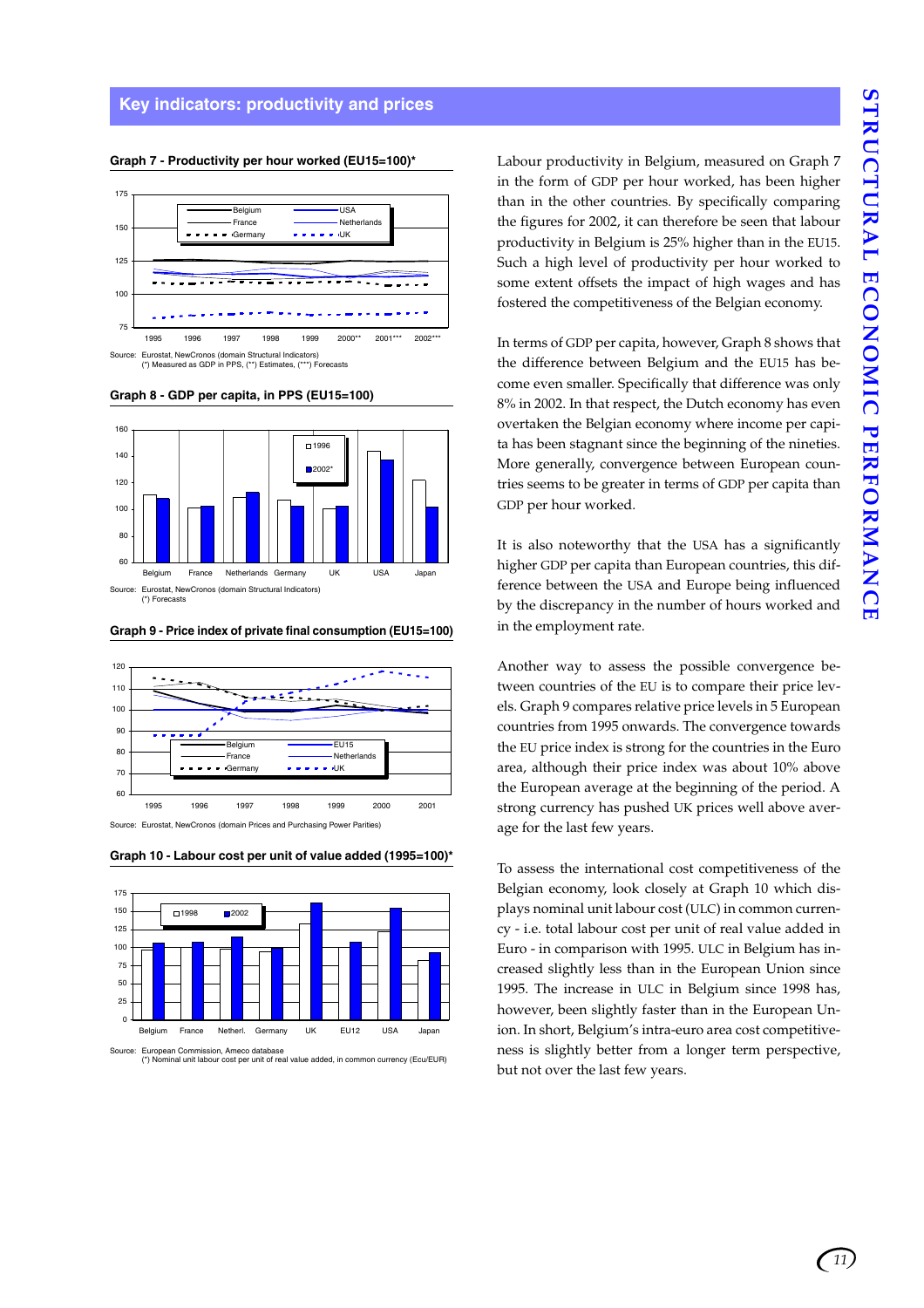## Key indicators: productivity and prices

**Graph 7 - Productivity per hour worked (EU15=100)***

Source: Eurostat, NewCronos (domain Structural Indicators)
(*) Measured as GDP in PPS, (**) Estimates, (***) Forecasts

**Graph 8 - GDP per capita, in PPS (EU15=100)**

Source: Eurostat, NewCronos (domain Structural Indicators)
(*) Forecasts

**Graph 9 - Price index of private final consumption (EU15=100)**

Source: Eurostat, NewCronos (domain Prices and Purchasing Power Parities)

**Graph 10 - Labour cost per unit of value added (1995=100)***

Source: European Commission, Ameco database
(*) Nominal unit labour cost per unit of real value added, in common currency (Ecu/EUR)

Labour productivity in Belgium, measured on Graph 7 in the form of GDP per hour worked, has been higher than in the other countries. By specifically comparing the figures for 2002, it can therefore be seen that labour productivity in Belgium is 25% higher than in the EU15. Such a high level of productivity per hour worked to some extent offsets the impact of high wages and has fostered the competitiveness of the Belgian economy.

In terms of GDP per capita, however, Graph 8 shows that the difference between Belgium and the EU15 has become even smaller. Specifically that difference was only 8% in 2002. In that respect, the Dutch economy has even overtaken the Belgian economy where income per capita has been stagnant since the beginning of the nineties. More generally, convergence between European countries seems to be greater in terms of GDP per capita than GDP per hour worked.

It is also noteworthy that the USA has a significantly higher GDP per capita than European countries, this difference between the USA and Europe being influenced by the discrepancy in the number of hours worked and in the employment rate.

Another way to assess the possible convergence between countries of the EU is to compare their price levels. Graph 9 compares relative price levels in 5 European countries from 1995 onwards. The convergence towards the EU price index is strong for the countries in the Euro area, although their price index was about 10% above the European average at the beginning of the period. A strong currency has pushed UK prices well above average for the last few years.

To assess the international cost competitiveness of the Belgian economy, look closely at Graph 10 which displays nominal unit labour cost (ULC) in common currency - i.e. total labour cost per unit of real value added in Euro - in comparison with 1995. ULC in Belgium has increased slightly less than in the European Union since 1995. The increase in ULC in Belgium since 1998 has, however, been slightly faster than in the European Union. In short, Belgium's intra-euro area cost competitiveness is slightly better from a longer term perspective, but not over the last few years.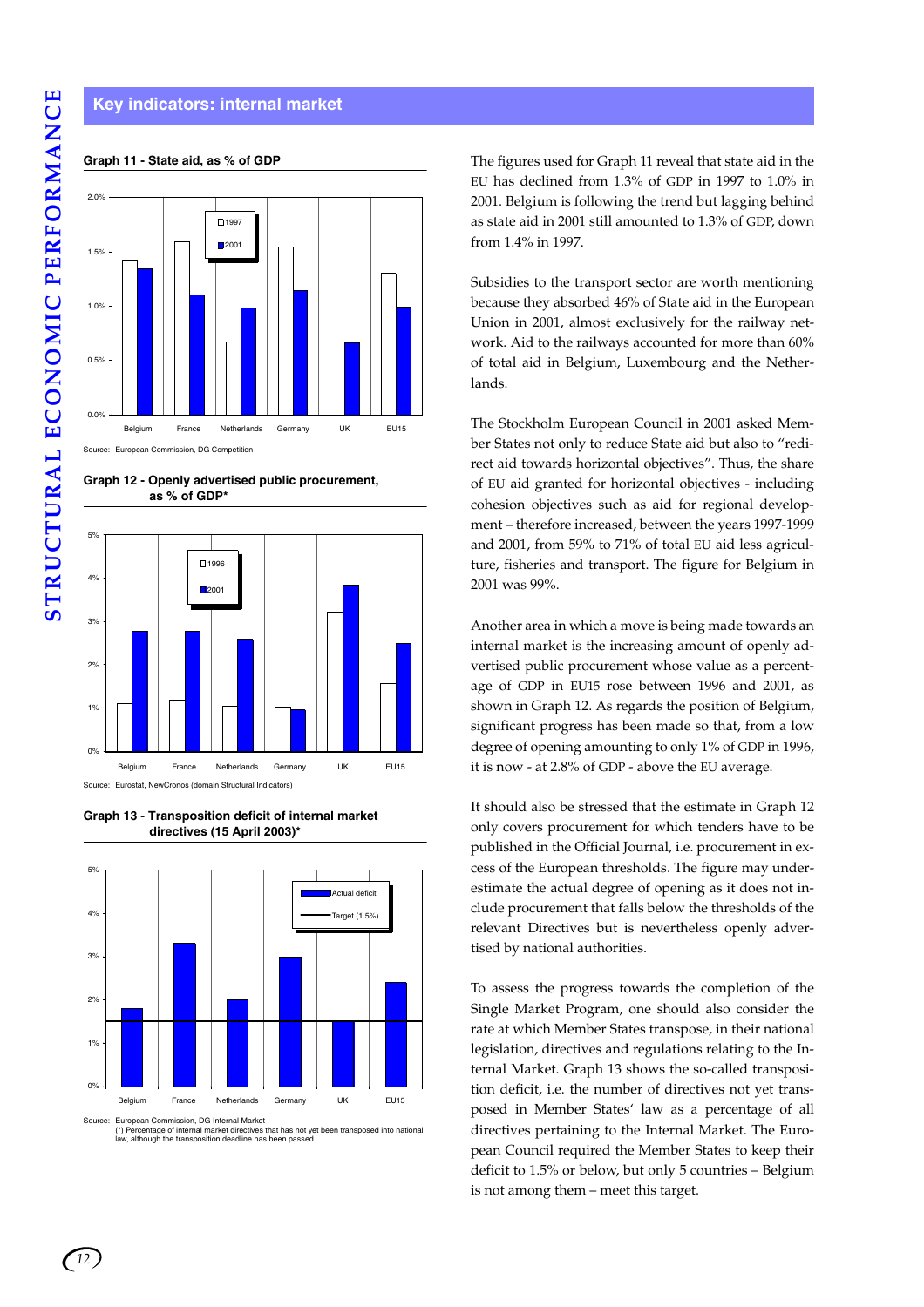## Key indicators: internal market

**Graph 11 - State aid, as % of GDP**

Source: European Commission, DG Competition

**Graph 12 - Openly advertised public procurement, as % of GDP***

Source: Eurostat, NewCronos (domain Structural Indicators)

**Graph 13 - Transposition deficit of internal market directives (15 April 2003)***

Source: European Commission, DG Internal Market
(*) Percentage of internal market directives that has not yet been transposed into national law, although the transposition deadline has been passed.

The figures used for Graph 11 reveal that state aid in the EU has declined from 1.3% of GDP in 1997 to 1.0% in 2001. Belgium is following the trend but lagging behind as state aid in 2001 still amounted to 1.3% of GDP, down from 1.4% in 1997.

Subsidies to the transport sector are worth mentioning because they absorbed 46% of State aid in the European Union in 2001, almost exclusively for the railway network. Aid to the railways accounted for more than 60% of total aid in Belgium, Luxembourg and the Netherlands.

The Stockholm European Council in 2001 asked Member States not only to reduce State aid but also to "redirect aid towards horizontal objectives". Thus, the share of EU aid granted for horizontal objectives - including cohesion objectives such as aid for regional development – therefore increased, between the years 1997-1999 and 2001, from 59% to 71% of total EU aid less agriculture, fisheries and transport. The figure for Belgium in 2001 was 99%.

Another area in which a move is being made towards an internal market is the increasing amount of openly advertised public procurement whose value as a percentage of GDP in EU15 rose between 1996 and 2001, as shown in Graph 12. As regards the position of Belgium, significant progress has been made so that, from a low degree of opening amounting to only 1% of GDP in 1996, it is now - at 2.8% of GDP - above the EU average.

It should also be stressed that the estimate in Graph 12 only covers procurement for which tenders have to be published in the Official Journal, i.e. procurement in excess of the European thresholds. The figure may underestimate the actual degree of opening as it does not include procurement that falls below the thresholds of the relevant Directives but is nevertheless openly advertised by national authorities.

To assess the progress towards the completion of the Single Market Program, one should also consider the rate at which Member States transpose, in their national legislation, directives and regulations relating to the Internal Market. Graph 13 shows the so-called transposition deficit, i.e. the number of directives not yet transposed in Member States' law as a percentage of all directives pertaining to the Internal Market. The European Council required the Member States to keep their deficit to 1.5% or below, but only 5 countries – Belgium is not among them – meet this target.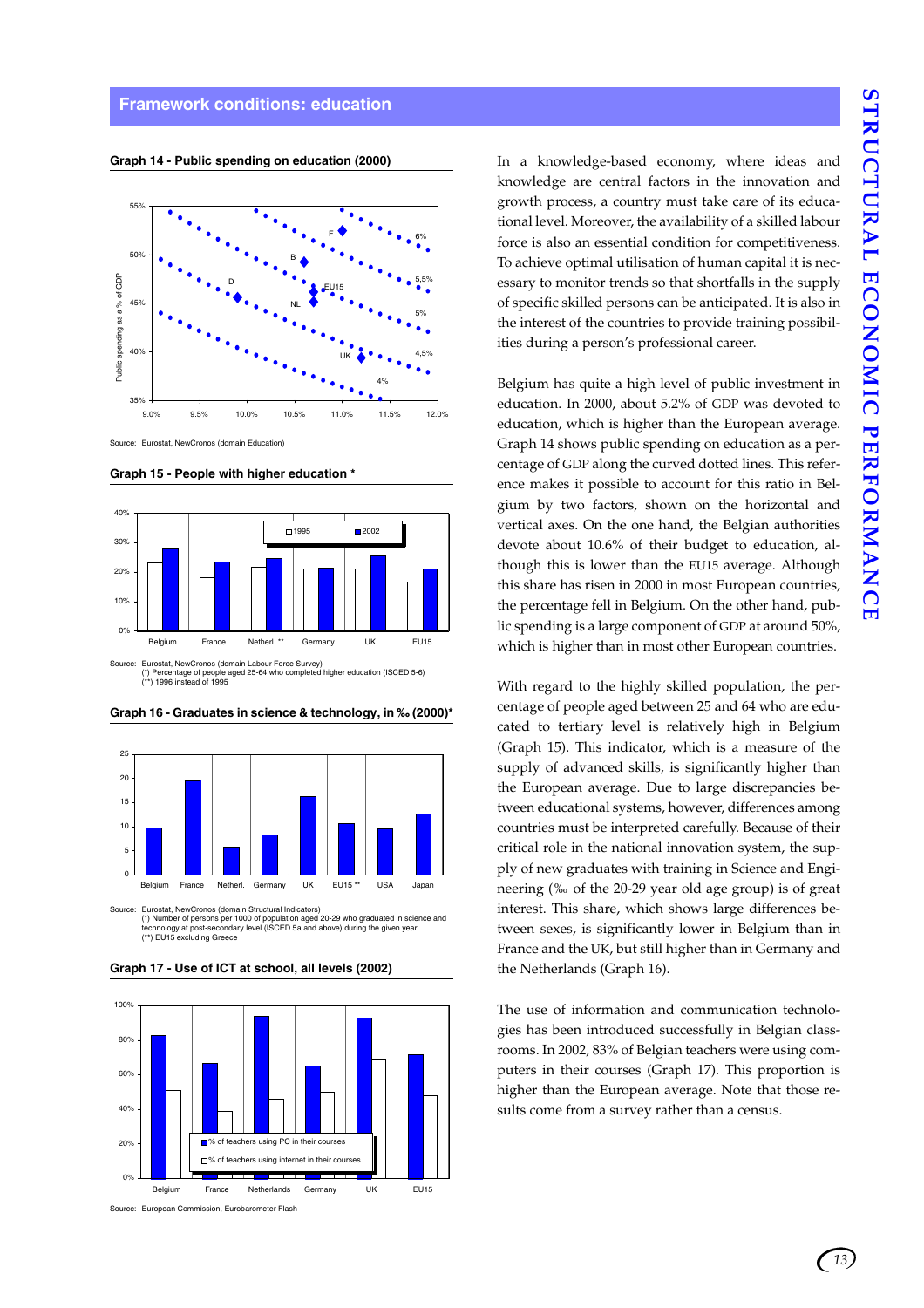## Framework conditions: education

**Graph 14 - Public spending on education (2000)**

Source: Eurostat, NewCronos (domain Education)

**Graph 15 - People with higher education \***

Source: Eurostat, NewCronos (domain Labour Force Survey)
(*) Percentage of people aged 25-64 who completed higher education (ISCED 5-6)
(**) 1996 instead of 1995

**Graph 16 - Graduates in science & technology, in ‰ (2000)\***

Source: Eurostat, NewCronos (domain Structural Indicators)
(*) Number of persons per 1000 of population aged 20-29 who graduated in science and technology at post-secondary level (ISCED 5a and above) during the given year
(**) EU15 excluding Greece

**Graph 17 - Use of ICT at school, all levels (2002)**

Source: European Commission, Eurobarometer Flash

In a knowledge-based economy, where ideas and knowledge are central factors in the innovation and growth process, a country must take care of its educational level. Moreover, the availability of a skilled labour force is also an essential condition for competitiveness. To achieve optimal utilisation of human capital it is necessary to monitor trends so that shortfalls in the supply of specific skilled persons can be anticipated. It is also in the interest of the countries to provide training possibilities during a person's professional career.

Belgium has quite a high level of public investment in education. In 2000, about 5.2% of GDP was devoted to education, which is higher than the European average. Graph 14 shows public spending on education as a percentage of GDP along the curved dotted lines. This reference makes it possible to account for this ratio in Belgium by two factors, shown on the horizontal and vertical axes. On the one hand, the Belgian authorities devote about 10.6% of their budget to education, although this is lower than the EU15 average. Although this share has risen in 2000 in most European countries, the percentage fell in Belgium. On the other hand, public spending is a large component of GDP at around 50%, which is higher than in most other European countries.

With regard to the highly skilled population, the percentage of people aged between 25 and 64 who are educated to tertiary level is relatively high in Belgium (Graph 15). This indicator, which is a measure of the supply of advanced skills, is significantly higher than the European average. Due to large discrepancies between educational systems, however, differences among countries must be interpreted carefully. Because of their critical role in the national innovation system, the supply of new graduates with training in Science and Engineering (‰ of the 20-29 year old age group) is of great interest. This share, which shows large differences between sexes, is significantly lower in Belgium than in France and the UK, but still higher than in Germany and the Netherlands (Graph 16).

The use of information and communication technologies has been introduced successfully in Belgian classrooms. In 2002, 83% of Belgian teachers were using computers in their courses (Graph 17). This proportion is higher than the European average. Note that those results come from a survey rather than a census.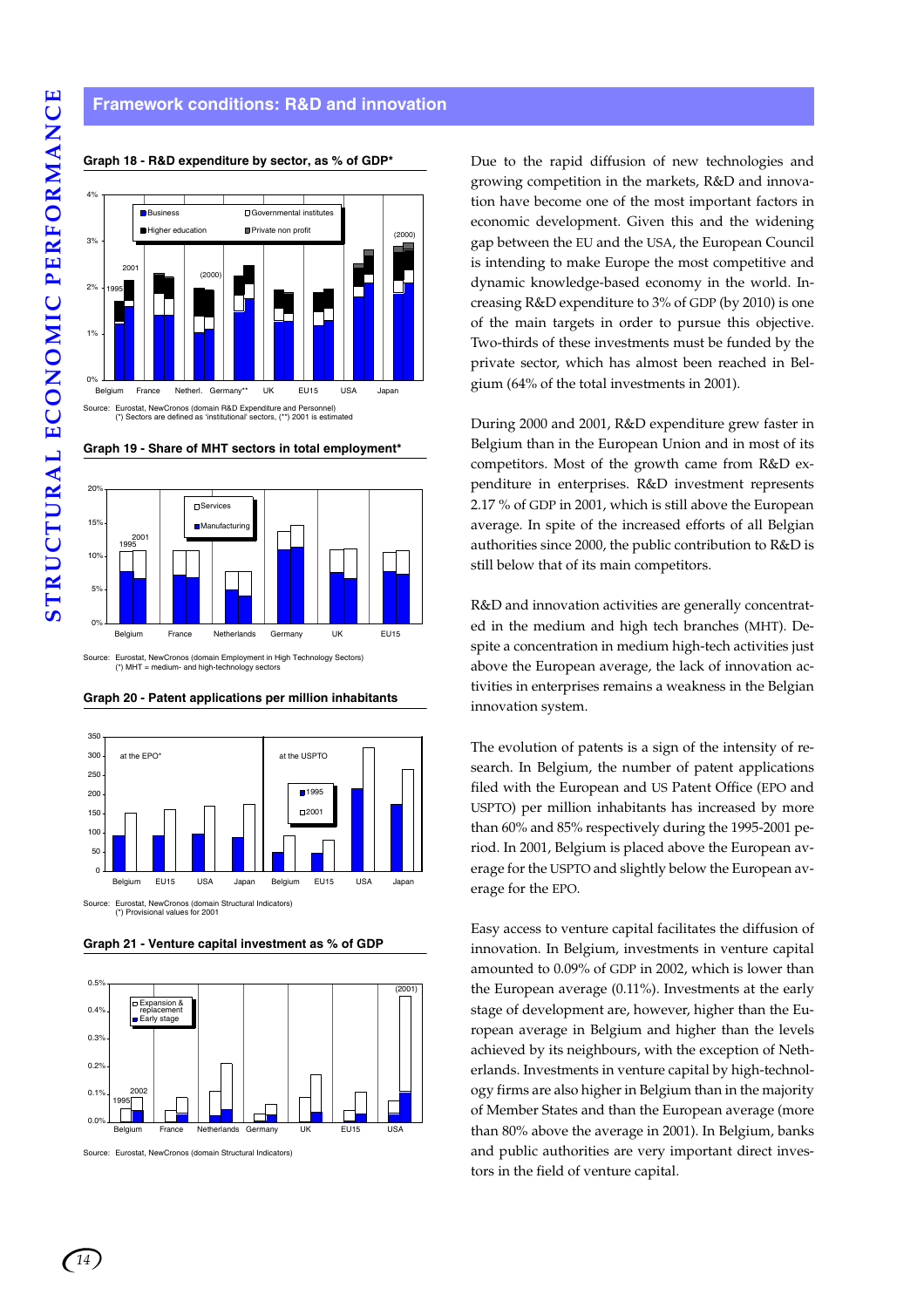## Framework conditions: R&D and innovation

**Graph 18 - R&D expenditure by sector, as % of GDP***

Source: Eurostat, NewCronos (domain R&D Expenditure and Personnel)
(*) Sectors are defined as 'institutional' sectors, (**) 2001 is estimated

**Graph 19 - Share of MHT sectors in total employment***

Source: Eurostat, NewCronos (domain Employment in High Technology Sectors)
(*) MHT = medium- and high-technology sectors

**Graph 20 - Patent applications per million inhabitants**

Source: Eurostat, NewCronos (domain Structural Indicators)
(*) Provisional values for 2001

**Graph 21 - Venture capital investment as % of GDP**

Source: Eurostat, NewCronos (domain Structural Indicators)

Due to the rapid diffusion of new technologies and growing competition in the markets, R&D and innovation have become one of the most important factors in economic development. Given this and the widening gap between the EU and the USA, the European Council is intending to make Europe the most competitive and dynamic knowledge-based economy in the world. Increasing R&D expenditure to 3% of GDP (by 2010) is one of the main targets in order to pursue this objective. Two-thirds of these investments must be funded by the private sector, which has almost been reached in Belgium (64% of the total investments in 2001).

During 2000 and 2001, R&D expenditure grew faster in Belgium than in the European Union and in most of its competitors. Most of the growth came from R&D expenditure in enterprises. R&D investment represents 2.17 % of GDP in 2001, which is still above the European average. In spite of the increased efforts of all Belgian authorities since 2000, the public contribution to R&D is still below that of its main competitors.

R&D and innovation activities are generally concentrated in the medium and high tech branches (MHT). Despite a concentration in medium high-tech activities just above the European average, the lack of innovation activities in enterprises remains a weakness in the Belgian innovation system.

The evolution of patents is a sign of the intensity of research. In Belgium, the number of patent applications filed with the European and US Patent Office (EPO and USPTO) per million inhabitants has increased by more than 60% and 85% respectively during the 1995-2001 period. In 2001, Belgium is placed above the European average for the USPTO and slightly below the European average for the EPO.

Easy access to venture capital facilitates the diffusion of innovation. In Belgium, investments in venture capital amounted to 0.09% of GDP in 2002, which is lower than the European average (0.11%). Investments at the early stage of development are, however, higher than the European average in Belgium and higher than the levels achieved by its neighbours, with the exception of Netherlands. Investments in venture capital by high-technology firms are also higher in Belgium than in the majority of Member States and than the European average (more than 80% above the average in 2001). In Belgium, banks and public authorities are very important direct investors in the field of venture capital.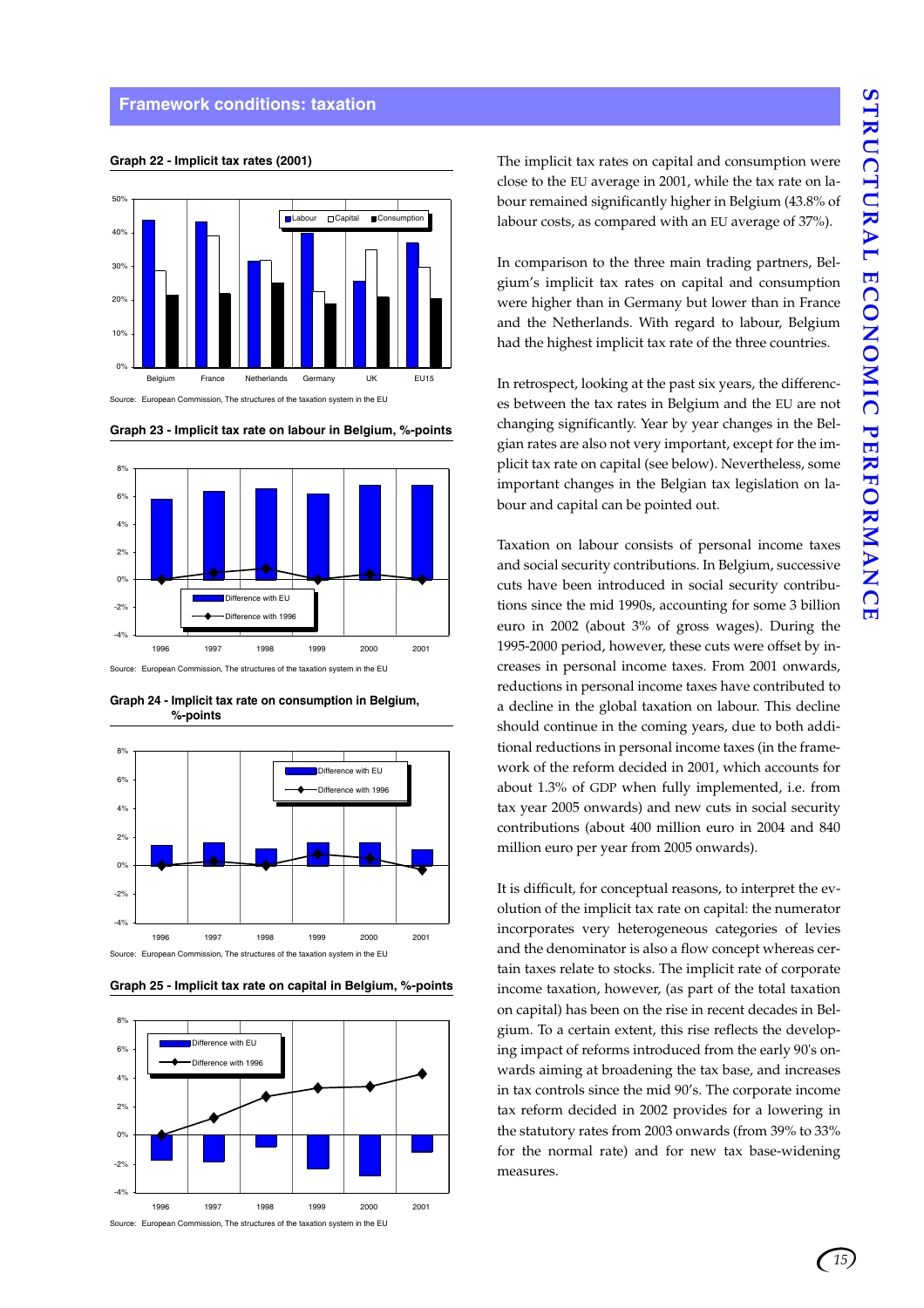## Framework conditions: taxation

**Graph 22 - Implicit tax rates (2001)**

Source: European Commission, The structures of the taxation system in the EU

**Graph 23 - Implicit tax rate on labour in Belgium, %-points**

Source: European Commission, The structures of the taxation system in the EU

**Graph 24 - Implicit tax rate on consumption in Belgium, %-points**

Source: European Commission, The structures of the taxation system in the EU

**Graph 25 - Implicit tax rate on capital in Belgium, %-points**

Source: European Commission, The structures of the taxation system in the EU

The implicit tax rates on capital and consumption were close to the EU average in 2001, while the tax rate on labour remained significantly higher in Belgium (43.8% of labour costs, as compared with an EU average of 37%).

In comparison to the three main trading partners, Belgium's implicit tax rates on capital and consumption were higher than in Germany but lower than in France and the Netherlands. With regard to labour, Belgium had the highest implicit tax rate of the three countries.

In retrospect, looking at the past six years, the differences between the tax rates in Belgium and the EU are not changing significantly. Year by year changes in the Belgian rates are also not very important, except for the implicit tax rate on capital (see below). Nevertheless, some important changes in the Belgian tax legislation on labour and capital can be pointed out.

Taxation on labour consists of personal income taxes and social security contributions. In Belgium, successive cuts have been introduced in social security contributions since the mid 1990s, accounting for some 3 billion euro in 2002 (about 3% of gross wages). During the 1995-2000 period, however, these cuts were offset by increases in personal income taxes. From 2001 onwards, reductions in personal income taxes have contributed to a decline in the global taxation on labour. This decline should continue in the coming years, due to both additional reductions in personal income taxes (in the framework of the reform decided in 2001, which accounts for about 1.3% of GDP when fully implemented, i.e. from tax year 2005 onwards) and new cuts in social security contributions (about 400 million euro in 2004 and 840 million euro per year from 2005 onwards).

It is difficult, for conceptual reasons, to interpret the evolution of the implicit tax rate on capital: the numerator incorporates very heterogeneous categories of levies and the denominator is also a flow concept whereas certain taxes relate to stocks. The implicit rate of corporate income taxation, however, (as part of the total taxation on capital) has been on the rise in recent decades in Belgium. To a certain extent, this rise reflects the developing impact of reforms introduced from the early 90's onwards aiming at broadening the tax base, and increases in tax controls since the mid 90's. The corporate income tax reform decided in 2002 provides for a lowering in the statutory rates from 2003 onwards (from 39% to 33% for the normal rate) and for new tax base-widening measures.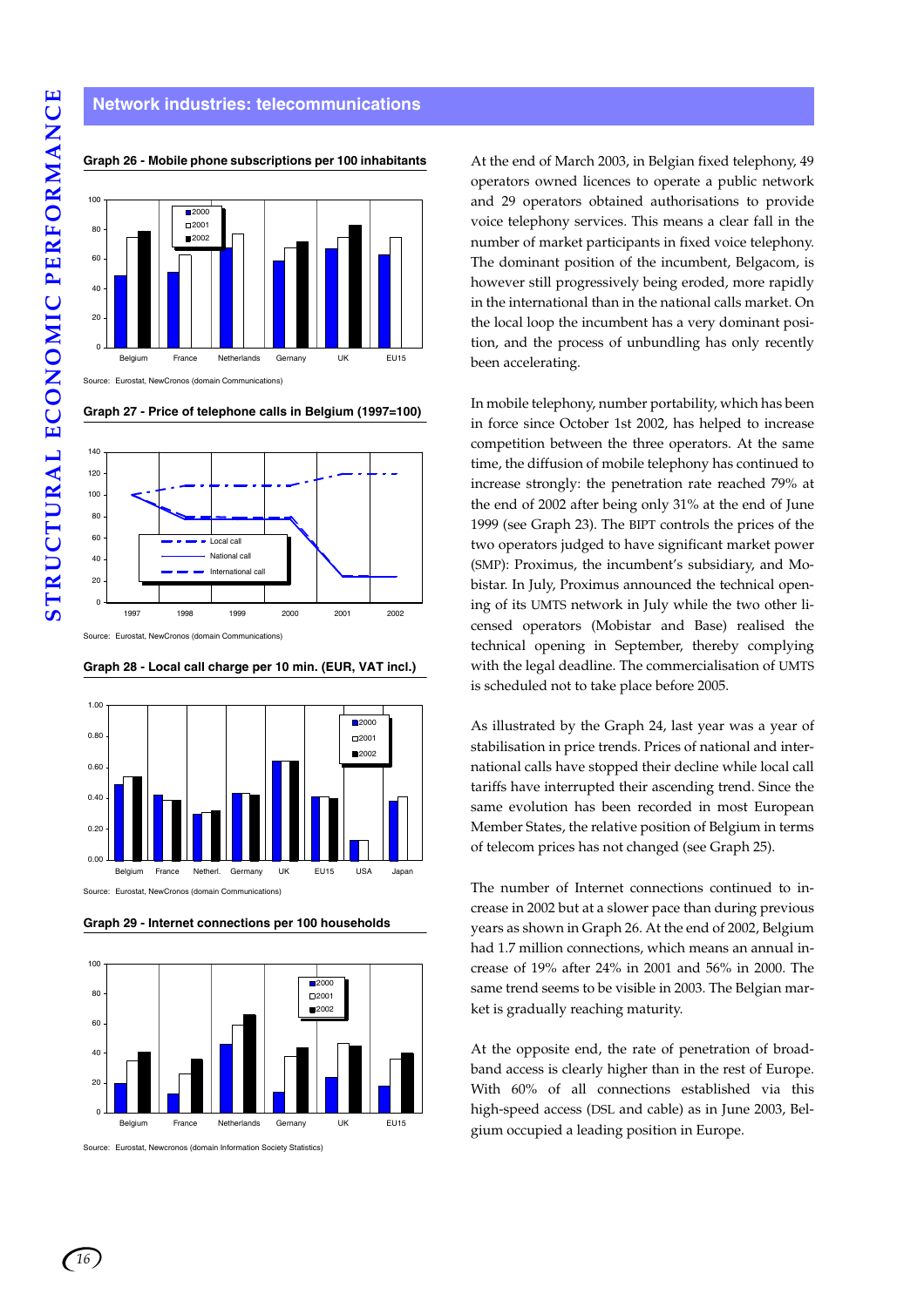## Network industries: telecommunications

**Graph 26 - Mobile phone subscriptions per 100 inhabitants**

Source: Eurostat, NewCronos (domain Communications)

**Graph 27 - Price of telephone calls in Belgium (1997=100)**

Source: Eurostat, NewCronos (domain Communications)

**Graph 28 - Local call charge per 10 min. (EUR, VAT incl.)**

Source: Eurostat, NewCronos (domain Communications)

**Graph 29 - Internet connections per 100 households**

Source: Eurostat, Newcronos (domain Information Society Statistics)

At the end of March 2003, in Belgian fixed telephony, 49 operators owned licences to operate a public network and 29 operators obtained authorisations to provide voice telephony services. This means a clear fall in the number of market participants in fixed voice telephony. The dominant position of the incumbent, Belgacom, is however still progressively being eroded, more rapidly in the international than in the national calls market. On the local loop the incumbent has a very dominant position, and the process of unbundling has only recently been accelerating.

In mobile telephony, number portability, which has been in force since October 1st 2002, has helped to increase competition between the three operators. At the same time, the diffusion of mobile telephony has continued to increase strongly: the penetration rate reached 79% at the end of 2002 after being only 31% at the end of June 1999 (see Graph 23). The BIPT controls the prices of the two operators judged to have significant market power (SMP): Proximus, the incumbent's subsidiary, and Mobistar. In July, Proximus announced the technical opening of its UMTS network in July while the two other licensed operators (Mobistar and Base) realised the technical opening in September, thereby complying with the legal deadline. The commercialisation of UMTS is scheduled not to take place before 2005.

As illustrated by the Graph 24, last year was a year of stabilisation in price trends. Prices of national and international calls have stopped their decline while local call tariffs have interrupted their ascending trend. Since the same evolution has been recorded in most European Member States, the relative position of Belgium in terms of telecom prices has not changed (see Graph 25).

The number of Internet connections continued to increase in 2002 but at a slower pace than during previous years as shown in Graph 26. At the end of 2002, Belgium had 1.7 million connections, which means an annual increase of 19% after 24% in 2001 and 56% in 2000. The same trend seems to be visible in 2003. The Belgian market is gradually reaching maturity.

At the opposite end, the rate of penetration of broadband access is clearly higher than in the rest of Europe. With 60% of all connections established via this high-speed access (DSL and cable) as in June 2003, Belgium occupied a leading position in Europe.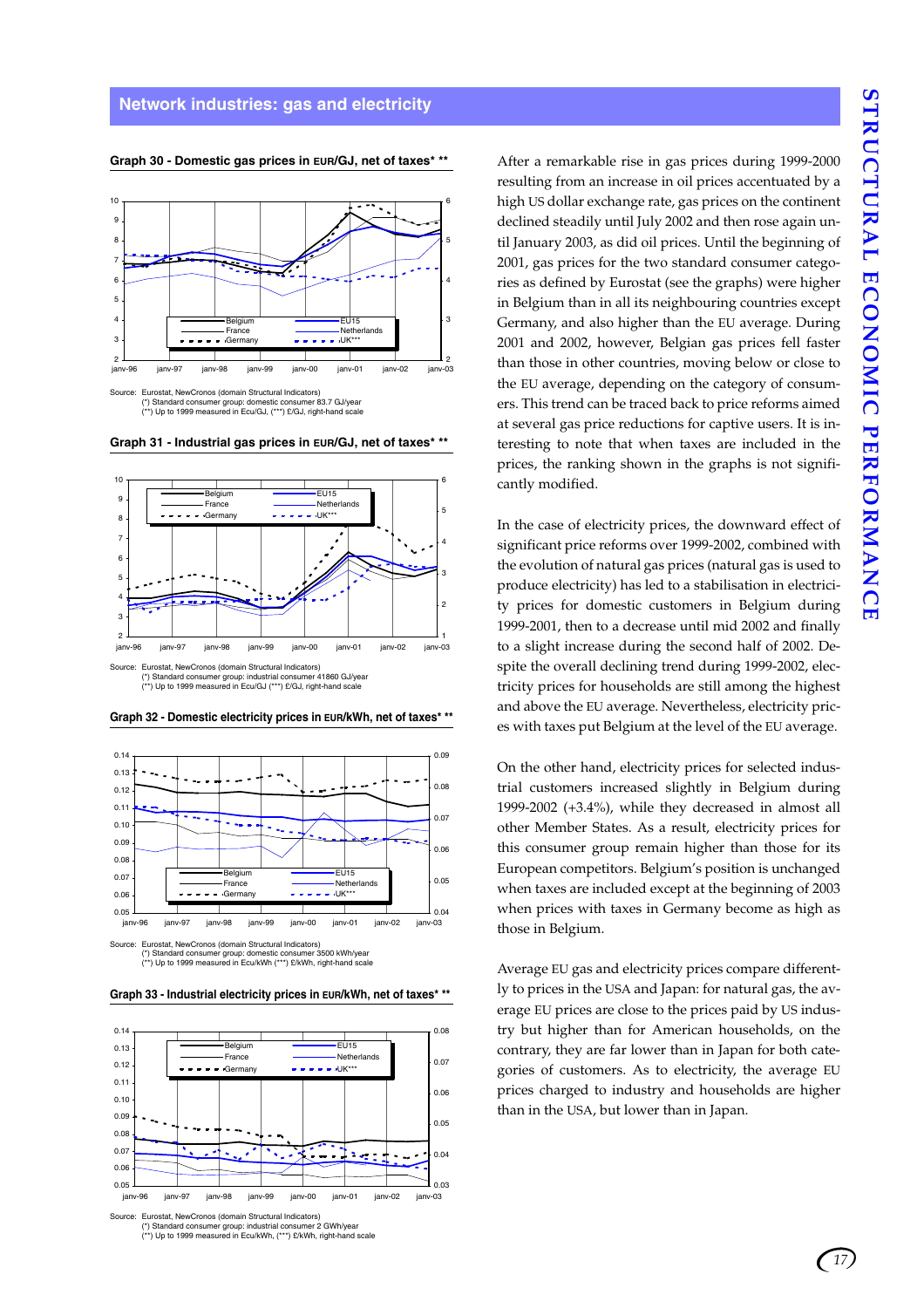## Network industries: gas and electricity

**Graph 30 - Domestic gas prices in EUR/GJ, net of taxes* ****

Source: Eurostat, NewCronos (domain Structural Indicators)
(*) Standard consumer group: domestic consumer 83.7 GJ/year
(**) Up to 1999 measured in Ecu/GJ, (***) £/GJ, right-hand scale

**Graph 31 - Industrial gas prices in EUR/GJ, net of taxes* ****

Source: Eurostat, NewCronos (domain Structural Indicators)
(*) Standard consumer group: industrial consumer 41860 GJ/year
(**) Up to 1999 measured in Ecu/GJ (***) £/GJ, right-hand scale

**Graph 32 - Domestic electricity prices in EUR/kWh, net of taxes* ****

Source: Eurostat, NewCronos (domain Structural Indicators)
(*) Standard consumer group: domestic consumer 3500 kWh/year
(**) Up to 1999 measured in Ecu/kWh (***) £/kWh, right-hand scale

**Graph 33 - Industrial electricity prices in EUR/kWh, net of taxes* ****

Source: Eurostat, NewCronos (domain Structural Indicators)
(*) Standard consumer group: industrial consumer 2 GWh/year
(**) Up to 1999 measured in Ecu/kWh, (***) £/kWh, right-hand scale

After a remarkable rise in gas prices during 1999-2000 resulting from an increase in oil prices accentuated by a high US dollar exchange rate, gas prices on the continent declined steadily until July 2002 and then rose again until January 2003, as did oil prices. Until the beginning of 2001, gas prices for the two standard consumer categories as defined by Eurostat (see the graphs) were higher in Belgium than in all its neighbouring countries except Germany, and also higher than the EU average. During 2001 and 2002, however, Belgian gas prices fell faster than those in other countries, moving below or close to the EU average, depending on the category of consumers. This trend can be traced back to price reforms aimed at several gas price reductions for captive users. It is interesting to note that when taxes are included in the prices, the ranking shown in the graphs is not significantly modified.

In the case of electricity prices, the downward effect of significant price reforms over 1999-2002, combined with the evolution of natural gas prices (natural gas is used to produce electricity) has led to a stabilisation in electricity prices for domestic customers in Belgium during 1999-2001, then to a decrease until mid 2002 and finally to a slight increase during the second half of 2002. Despite the overall declining trend during 1999-2002, electricity prices for households are still among the highest and above the EU average. Nevertheless, electricity prices with taxes put Belgium at the level of the EU average.

On the other hand, electricity prices for selected industrial customers increased slightly in Belgium during 1999-2002 (+3.4%), while they decreased in almost all other Member States. As a result, electricity prices for this consumer group remain higher than those for its European competitors. Belgium's position is unchanged when taxes are included except at the beginning of 2003 when prices with taxes in Germany become as high as those in Belgium.

Average EU gas and electricity prices compare differently to prices in the USA and Japan: for natural gas, the average EU prices are close to the prices paid by US industry but higher than for American households, on the contrary, they are far lower than in Japan for both categories of customers. As to electricity, the average EU prices charged to industry and households are higher than in the USA, but lower than in Japan.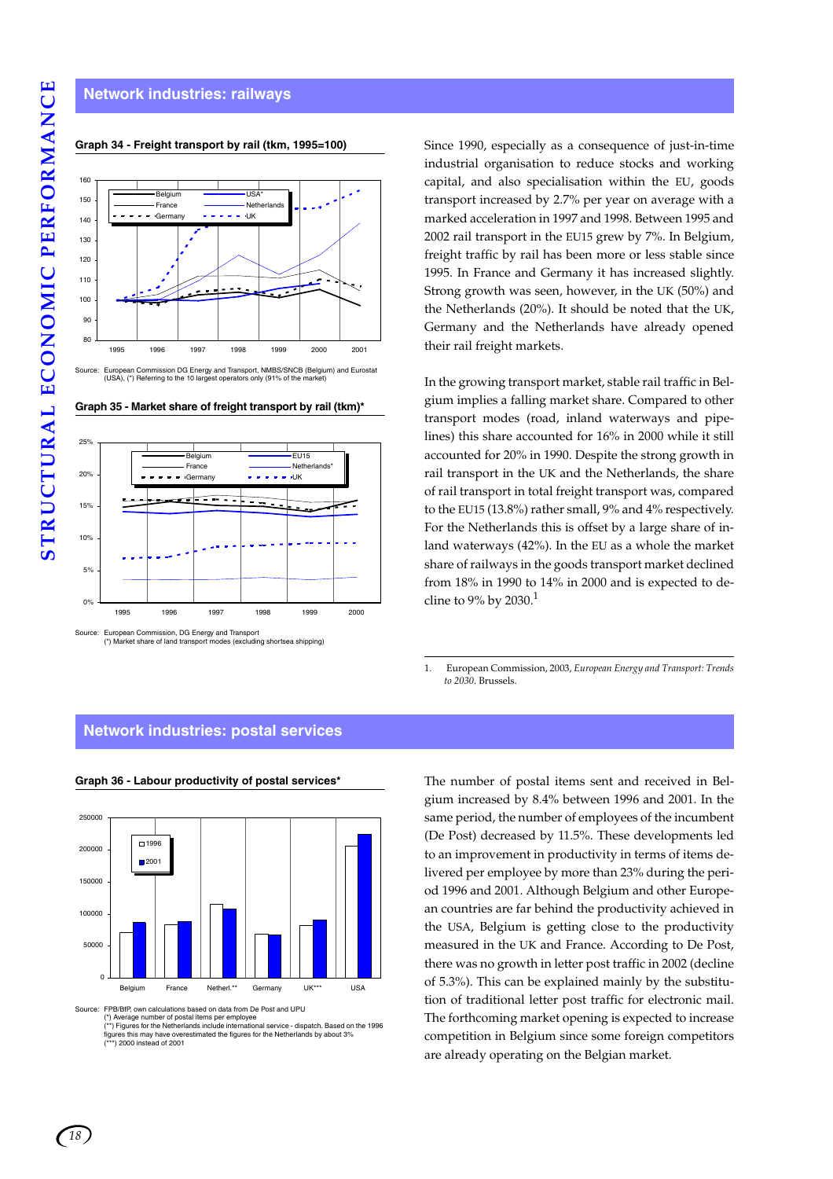## Network industries: railways

**Graph 34 - Freight transport by rail (tkm, 1995=100)**

Source: European Commission DG Energy and Transport, NMBS/SNCB (Belgium) and Eurostat (USA), (*) Referring to the 10 largest operators only (91% of the market)

**Graph 35 - Market share of freight transport by rail (tkm)***

Source: European Commission, DG Energy and Transport
(*) Market share of land transport modes (excluding shortsea shipping)

Since 1990, especially as a consequence of just-in-time industrial organisation to reduce stocks and working capital, and also specialisation within the EU, goods transport increased by 2.7% per year on average with a marked acceleration in 1997 and 1998. Between 1995 and 2002 rail transport in the EU15 grew by 7%. In Belgium, freight traffic by rail has been more or less stable since 1995. In France and Germany it has increased slightly. Strong growth was seen, however, in the UK (50%) and the Netherlands (20%). It should be noted that the UK, Germany and the Netherlands have already opened their rail freight markets.

In the growing transport market, stable rail traffic in Belgium implies a falling market share. Compared to other transport modes (road, inland waterways and pipelines) this share accounted for 16% in 2000 while it still accounted for 20% in 1990. Despite the strong growth in rail transport in the UK and the Netherlands, the share of rail transport in total freight transport was, compared to the EU15 (13.8%) rather small, 9% and 4% respectively. For the Netherlands this is offset by a large share of inland waterways (42%). In the EU as a whole the market share of railways in the goods transport market declined from 18% in 1990 to 14% in 2000 and is expected to decline to 9% by 2030.[1]

1. European Commission, 2003, *European Energy and Transport: Trends to 2030*. Brussels.

## Network industries: postal services

**Graph 36 - Labour productivity of postal services***

Source: FPB/BfP, own calculations based on data from De Post and UPU
(*) Average number of postal items per employee
(**) Figures for the Netherlands include international service - dispatch. Based on the 1996 figures this may have overestimated the figures for the Netherlands by about 3%
(***) 2000 instead of 2001

The number of postal items sent and received in Belgium increased by 8.4% between 1996 and 2001. In the same period, the number of employees of the incumbent (De Post) decreased by 11.5%. These developments led to an improvement in productivity in terms of items delivered per employee by more than 23% during the period 1996 and 2001. Although Belgium and other European countries are far behind the productivity achieved in the USA, Belgium is getting close to the productivity measured in the UK and France. According to De Post, there was no growth in letter post traffic in 2002 (decline of 5.3%). This can be explained mainly by the substitution of traditional letter post traffic for electronic mail. The forthcoming market opening is expected to increase competition in Belgium since some foreign competitors are already operating on the Belgian market.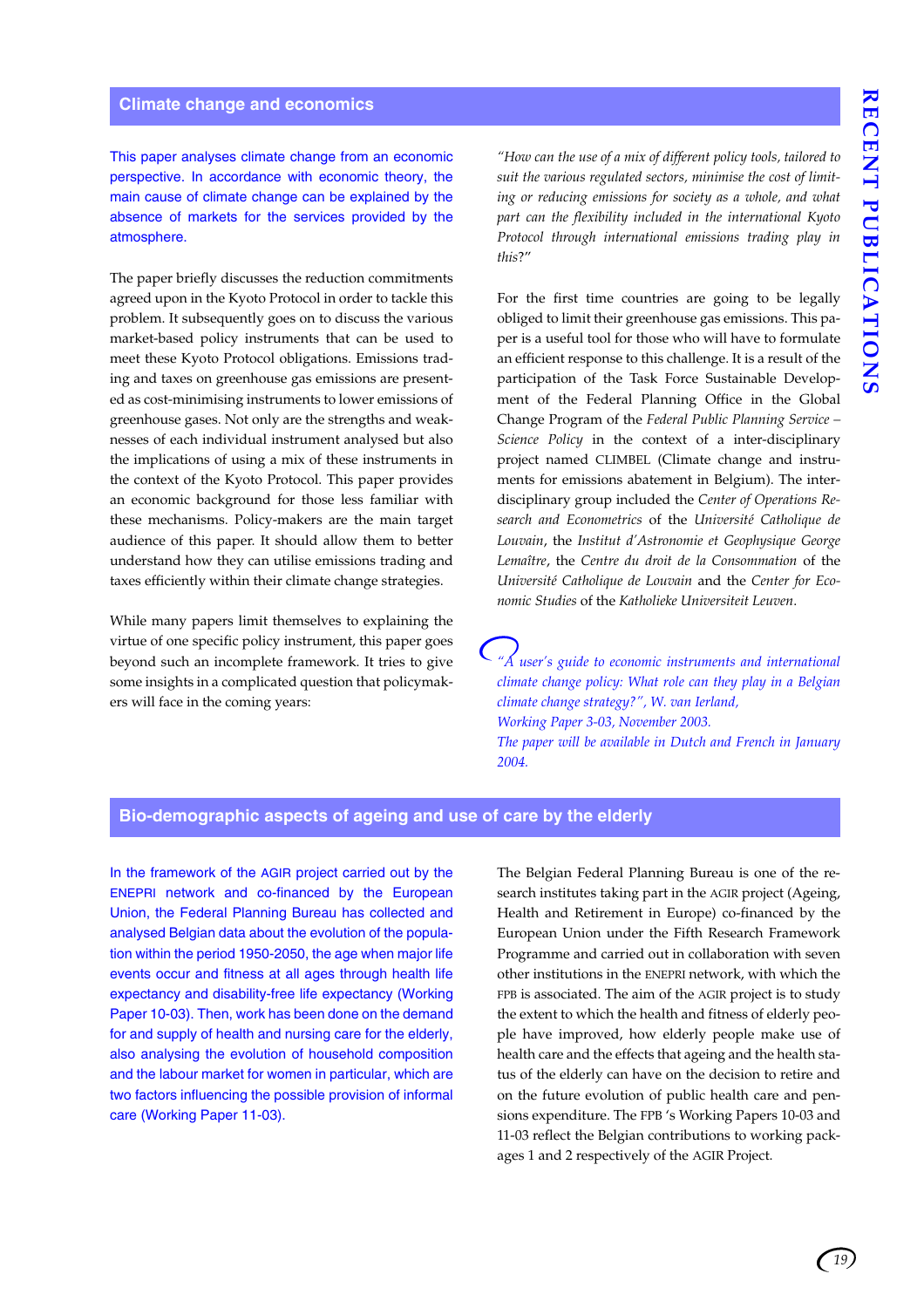## Climate change and economics

This paper analyses climate change from an economic perspective. In accordance with economic theory, the main cause of climate change can be explained by the absence of markets for the services provided by the atmosphere.

The paper briefly discusses the reduction commitments agreed upon in the Kyoto Protocol in order to tackle this problem. It subsequently goes on to discuss the various market-based policy instruments that can be used to meet these Kyoto Protocol obligations. Emissions trading and taxes on greenhouse gas emissions are presented as cost-minimising instruments to lower emissions of greenhouse gases. Not only are the strengths and weaknesses of each individual instrument analysed but also the implications of using a mix of these instruments in the context of the Kyoto Protocol. This paper provides an economic background for those less familiar with these mechanisms. Policy-makers are the main target audience of this paper. It should allow them to better understand how they can utilise emissions trading and taxes efficiently within their climate change strategies.

While many papers limit themselves to explaining the virtue of one specific policy instrument, this paper goes beyond such an incomplete framework. It tries to give some insights in a complicated question that policymakers will face in the coming years:

*"How can the use of a mix of different policy tools, tailored to suit the various regulated sectors, minimise the cost of limiting or reducing emissions for society as a whole, and what part can the flexibility included in the international Kyoto Protocol through international emissions trading play in this?"*

For the first time countries are going to be legally obliged to limit their greenhouse gas emissions. This paper is a useful tool for those who will have to formulate an efficient response to this challenge. It is a result of the participation of the Task Force Sustainable Development of the Federal Planning Office in the Global Change Program of the *Federal Public Planning Service – Science Policy* in the context of a inter-disciplinary project named CLIMBEL (Climate change and instruments for emissions abatement in Belgium). The inter-disciplinary group included the *Center of Operations Research and Econometrics* of the *Université Catholique de Louvain*, the *Institut d'Astronomie et Geophysique George Lemaître*, the *Centre du droit de la Consommation* of the *Université Catholique de Louvain* and the *Center for Economic Studies* of the *Katholieke Universiteit Leuven*.

*"A user's guide to economic instruments and international climate change policy: What role can they play in a Belgian climate change strategy?", W. van Ierland,*
*Working Paper 3-03, November 2003.*
*The paper will be available in Dutch and French in January 2004.*

## Bio-demographic aspects of ageing and use of care by the elderly

In the framework of the AGIR project carried out by the ENEPRI network and co-financed by the European Union, the Federal Planning Bureau has collected and analysed Belgian data about the evolution of the population within the period 1950-2050, the age when major life events occur and fitness at all ages through health life expectancy and disability-free life expectancy (Working Paper 10-03). Then, work has been done on the demand for and supply of health and nursing care for the elderly, also analysing the evolution of household composition and the labour market for women in particular, which are two factors influencing the possible provision of informal care (Working Paper 11-03).

The Belgian Federal Planning Bureau is one of the research institutes taking part in the AGIR project (Ageing, Health and Retirement in Europe) co-financed by the European Union under the Fifth Research Framework Programme and carried out in collaboration with seven other institutions in the ENEPRI network, with which the FPB is associated. The aim of the AGIR project is to study the extent to which the health and fitness of elderly people have improved, how elderly people make use of health care and the effects that ageing and the health status of the elderly can have on the decision to retire and on the future evolution of public health care and pensions expenditure. The FPB 's Working Papers 10-03 and 11-03 reflect the Belgian contributions to working packages 1 and 2 respectively of the AGIR Project.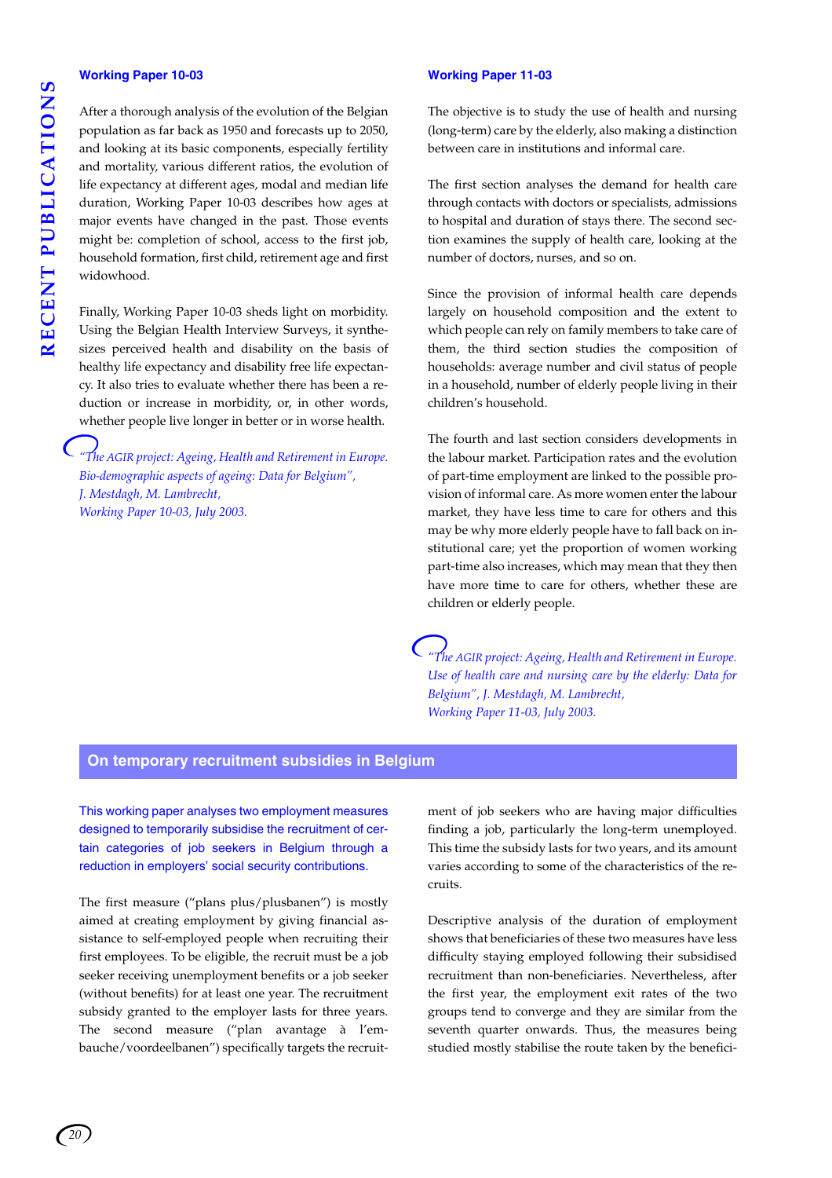### Working Paper 10-03

After a thorough analysis of the evolution of the Belgian population as far back as 1950 and forecasts up to 2050, and looking at its basic components, especially fertility and mortality, various different ratios, the evolution of life expectancy at different ages, modal and median life duration, Working Paper 10-03 describes how ages at major events have changed in the past. Those events might be: completion of school, access to the first job, household formation, first child, retirement age and first widowhood.

Finally, Working Paper 10-03 sheds light on morbidity. Using the Belgian Health Interview Surveys, it synthesizes perceived health and disability on the basis of healthy life expectancy and disability free life expectancy. It also tries to evaluate whether there has been a reduction or increase in morbidity, or, in other words, whether people live longer in better or in worse health.

*"The AGIR project: Ageing, Health and Retirement in Europe. Bio-demographic aspects of ageing: Data for Belgium", J. Mestdagh, M. Lambrecht, Working Paper 10-03, July 2003.*

### Working Paper 11-03

The objective is to study the use of health and nursing (long-term) care by the elderly, also making a distinction between care in institutions and informal care.

The first section analyses the demand for health care through contacts with doctors or specialists, admissions to hospital and duration of stays there. The second section examines the supply of health care, looking at the number of doctors, nurses, and so on.

Since the provision of informal health care depends largely on household composition and the extent to which people can rely on family members to take care of them, the third section studies the composition of households: average number and civil status of people in a household, number of elderly people living in their children's household.

The fourth and last section considers developments in the labour market. Participation rates and the evolution of part-time employment are linked to the possible provision of informal care. As more women enter the labour market, they have less time to care for others and this may be why more elderly people have to fall back on institutional care; yet the proportion of women working part-time also increases, which may mean that they then have more time to care for others, whether these are children or elderly people.

*"The AGIR project: Ageing, Health and Retirement in Europe. Use of health care and nursing care by the elderly: Data for Belgium", J. Mestdagh, M. Lambrecht, Working Paper 11-03, July 2003.*

## On temporary recruitment subsidies in Belgium

This working paper analyses two employment measures designed to temporarily subsidise the recruitment of certain categories of job seekers in Belgium through a reduction in employers' social security contributions.

The first measure ("plans plus/plusbanen") is mostly aimed at creating employment by giving financial assistance to self-employed people when recruiting their first employees. To be eligible, the recruit must be a job seeker receiving unemployment benefits or a job seeker (without benefits) for at least one year. The recruitment subsidy granted to the employer lasts for three years. The second measure ("plan avantage à l'embauche/voordeelbanen") specifically targets the recruitment of job seekers who are having major difficulties finding a job, particularly the long-term unemployed. This time the subsidy lasts for two years, and its amount varies according to some of the characteristics of the recruits.

Descriptive analysis of the duration of employment shows that beneficiaries of these two measures have less difficulty staying employed following their subsidised recruitment than non-beneficiaries. Nevertheless, after the first year, the employment exit rates of the two groups tend to converge and they are similar from the seventh quarter onwards. Thus, the measures being studied mostly stabilise the route taken by the benefici-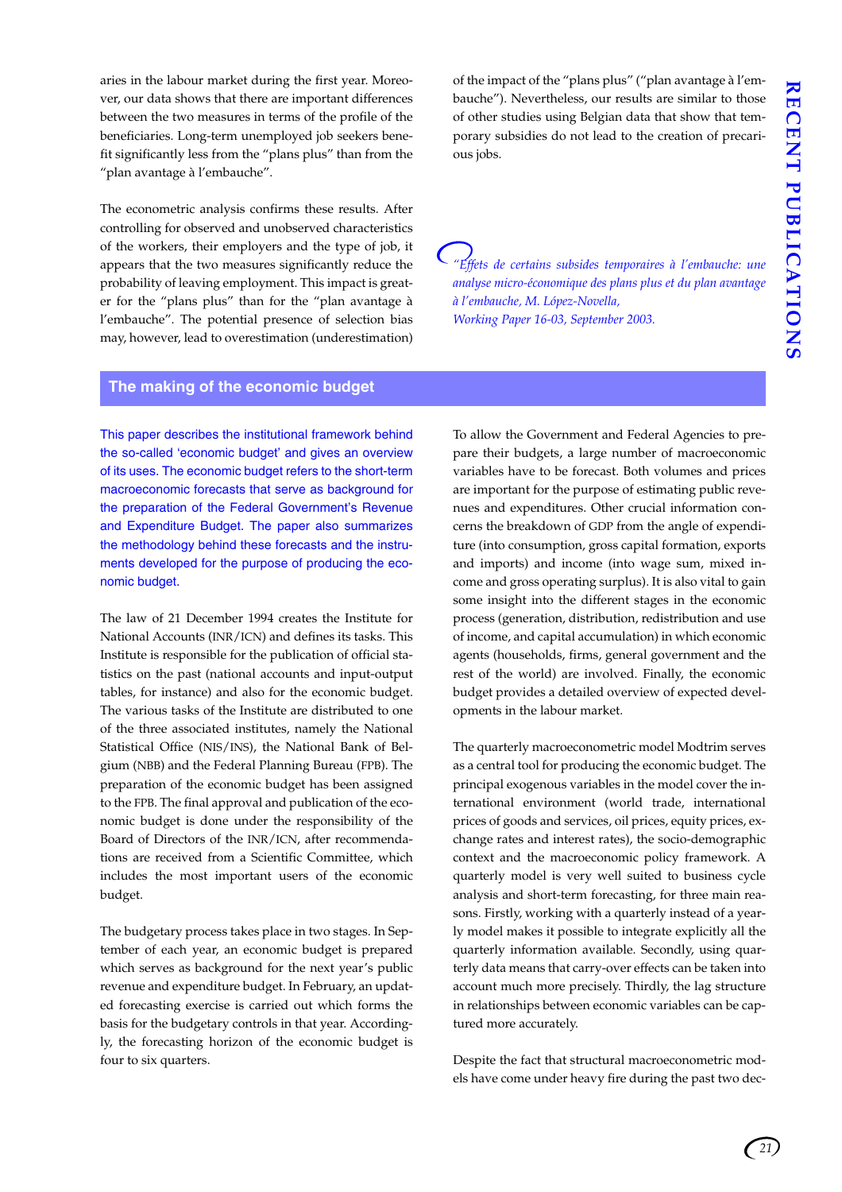aries in the labour market during the first year. Moreover, our data shows that there are important differences between the two measures in terms of the profile of the beneficiaries. Long-term unemployed job seekers benefit significantly less from the "plans plus" than from the "plan avantage à l'embauche".

The econometric analysis confirms these results. After controlling for observed and unobserved characteristics of the workers, their employers and the type of job, it appears that the two measures significantly reduce the probability of leaving employment. This impact is greater for the "plans plus" than for the "plan avantage à l'embauche". The potential presence of selection bias may, however, lead to overestimation (underestimation) of the impact of the "plans plus" ("plan avantage à l'embauche"). Nevertheless, our results are similar to those of other studies using Belgian data that show that temporary subsidies do not lead to the creation of precarious jobs.

*"Effets de certains subsides temporaires à l'embauche: une analyse micro-économique des plans plus et du plan avantage à l'embauche, M. López-Novella,*
*Working Paper 16-03, September 2003.*

## The making of the economic budget

This paper describes the institutional framework behind the so-called 'economic budget' and gives an overview of its uses. The economic budget refers to the short-term macroeconomic forecasts that serve as background for the preparation of the Federal Government's Revenue and Expenditure Budget. The paper also summarizes the methodology behind these forecasts and the instruments developed for the purpose of producing the economic budget.

The law of 21 December 1994 creates the Institute for National Accounts (INR/ICN) and defines its tasks. This Institute is responsible for the publication of official statistics on the past (national accounts and input-output tables, for instance) and also for the economic budget. The various tasks of the Institute are distributed to one of the three associated institutes, namely the National Statistical Office (NIS/INS), the National Bank of Belgium (NBB) and the Federal Planning Bureau (FPB). The preparation of the economic budget has been assigned to the FPB. The final approval and publication of the economic budget is done under the responsibility of the Board of Directors of the INR/ICN, after recommendations are received from a Scientific Committee, which includes the most important users of the economic budget.

The budgetary process takes place in two stages. In September of each year, an economic budget is prepared which serves as background for the next year's public revenue and expenditure budget. In February, an updated forecasting exercise is carried out which forms the basis for the budgetary controls in that year. Accordingly, the forecasting horizon of the economic budget is four to six quarters.

To allow the Government and Federal Agencies to prepare their budgets, a large number of macroeconomic variables have to be forecast. Both volumes and prices are important for the purpose of estimating public revenues and expenditures. Other crucial information concerns the breakdown of GDP from the angle of expenditure (into consumption, gross capital formation, exports and imports) and income (into wage sum, mixed income and gross operating surplus). It is also vital to gain some insight into the different stages in the economic process (generation, distribution, redistribution and use of income, and capital accumulation) in which economic agents (households, firms, general government and the rest of the world) are involved. Finally, the economic budget provides a detailed overview of expected developments in the labour market.

The quarterly macroeconometric model Modtrim serves as a central tool for producing the economic budget. The principal exogenous variables in the model cover the international environment (world trade, international prices of goods and services, oil prices, equity prices, exchange rates and interest rates), the socio-demographic context and the macroeconomic policy framework. A quarterly model is very well suited to business cycle analysis and short-term forecasting, for three main reasons. Firstly, working with a quarterly instead of a yearly model makes it possible to integrate explicitly all the quarterly information available. Secondly, using quarterly data means that carry-over effects can be taken into account much more precisely. Thirdly, the lag structure in relationships between economic variables can be captured more accurately.

Despite the fact that structural macroeconometric models have come under heavy fire during the past two dec-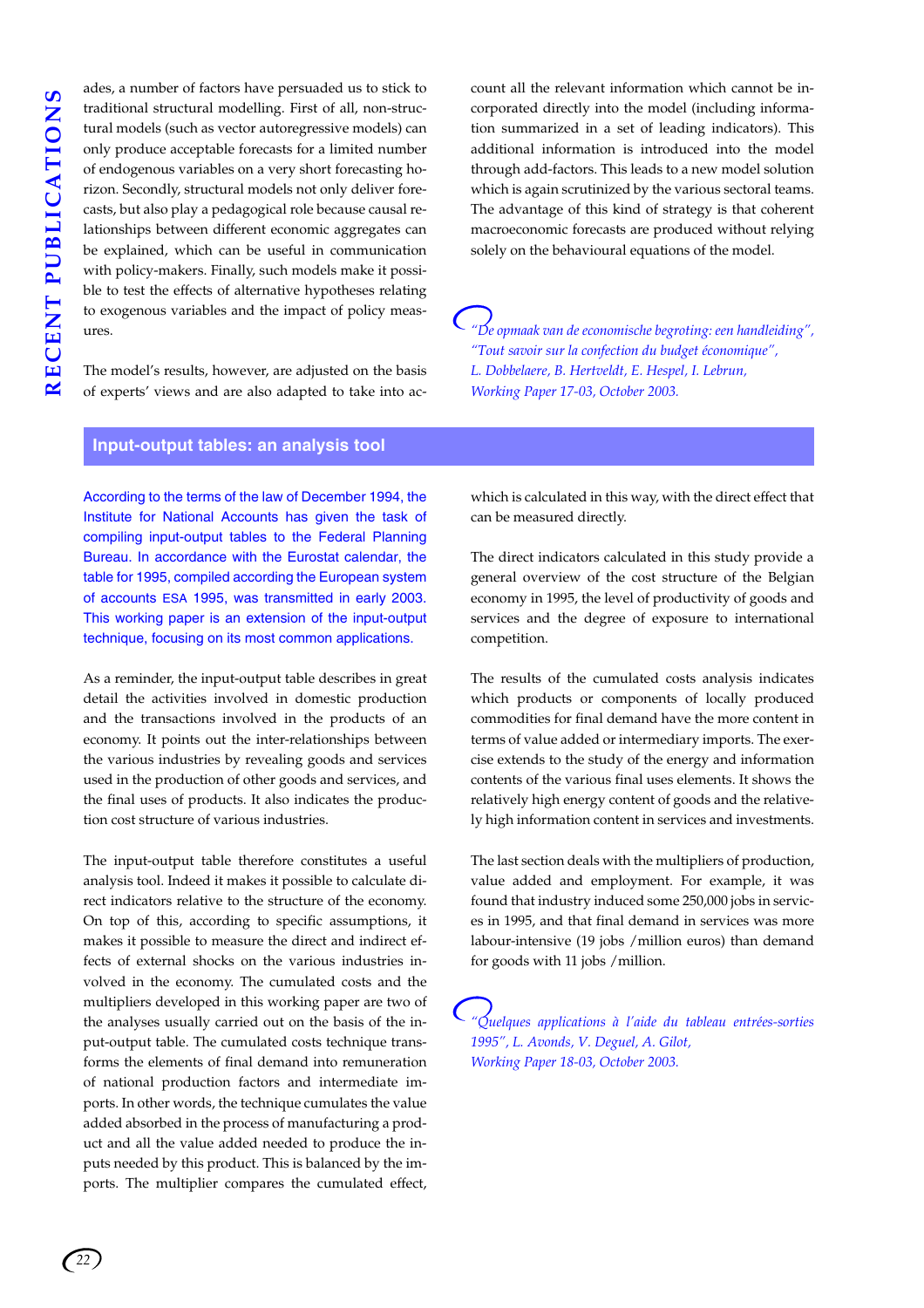ades, a number of factors have persuaded us to stick to traditional structural modelling. First of all, non-structural models (such as vector autoregressive models) can only produce acceptable forecasts for a limited number of endogenous variables on a very short forecasting horizon. Secondly, structural models not only deliver forecasts, but also play a pedagogical role because causal relationships between different economic aggregates can be explained, which can be useful in communication with policy-makers. Finally, such models make it possible to test the effects of alternative hypotheses relating to exogenous variables and the impact of policy measures.

The model's results, however, are adjusted on the basis of experts' views and are also adapted to take into account all the relevant information which cannot be incorporated directly into the model (including information summarized in a set of leading indicators). This additional information is introduced into the model through add-factors. This leads to a new model solution which is again scrutinized by the various sectoral teams. The advantage of this kind of strategy is that coherent macroeconomic forecasts are produced without relying solely on the behavioural equations of the model.

*"De opmaak van de economische begroting: een handleiding", "Tout savoir sur la confection du budget économique", L. Dobbelaere, B. Hertveldt, E. Hespel, I. Lebrun, Working Paper 17-03, October 2003.*

## Input-output tables: an analysis tool

According to the terms of the law of December 1994, the Institute for National Accounts has given the task of compiling input-output tables to the Federal Planning Bureau. In accordance with the Eurostat calendar, the table for 1995, compiled according the European system of accounts ESA 1995, was transmitted in early 2003. This working paper is an extension of the input-output technique, focusing on its most common applications.

As a reminder, the input-output table describes in great detail the activities involved in domestic production and the transactions involved in the products of an economy. It points out the inter-relationships between the various industries by revealing goods and services used in the production of other goods and services, and the final uses of products. It also indicates the production cost structure of various industries.

The input-output table therefore constitutes a useful analysis tool. Indeed it makes it possible to calculate direct indicators relative to the structure of the economy. On top of this, according to specific assumptions, it makes it possible to measure the direct and indirect effects of external shocks on the various industries involved in the economy. The cumulated costs and the multipliers developed in this working paper are two of the analyses usually carried out on the basis of the input-output table. The cumulated costs technique transforms the elements of final demand into remuneration of national production factors and intermediate imports. In other words, the technique cumulates the value added absorbed in the process of manufacturing a product and all the value added needed to produce the inputs needed by this product. This is balanced by the imports. The multiplier compares the cumulated effect, which is calculated in this way, with the direct effect that can be measured directly.

The direct indicators calculated in this study provide a general overview of the cost structure of the Belgian economy in 1995, the level of productivity of goods and services and the degree of exposure to international competition.

The results of the cumulated costs analysis indicates which products or components of locally produced commodities for final demand have the more content in terms of value added or intermediary imports. The exercise extends to the study of the energy and information contents of the various final uses elements. It shows the relatively high energy content of goods and the relatively high information content in services and investments.

The last section deals with the multipliers of production, value added and employment. For example, it was found that industry induced some 250,000 jobs in services in 1995, and that final demand in services was more labour-intensive (19 jobs /million euros) than demand for goods with 11 jobs /million.

*"Quelques applications à l'aide du tableau entrées-sorties 1995", L. Avonds, V. Deguel, A. Gilot, Working Paper 18-03, October 2003.*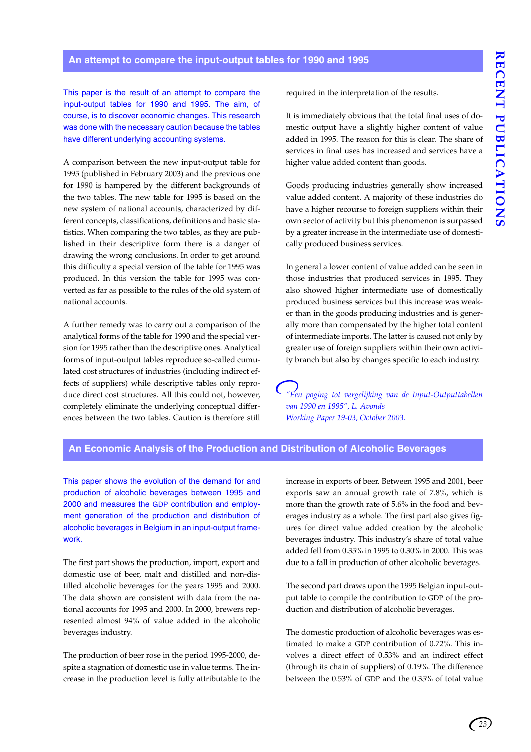## An attempt to compare the input-output tables for 1990 and 1995

This paper is the result of an attempt to compare the input-output tables for 1990 and 1995. The aim, of course, is to discover economic changes. This research was done with the necessary caution because the tables have different underlying accounting systems.

A comparison between the new input-output table for 1995 (published in February 2003) and the previous one for 1990 is hampered by the different backgrounds of the two tables. The new table for 1995 is based on the new system of national accounts, characterized by different concepts, classifications, definitions and basic statistics. When comparing the two tables, as they are published in their descriptive form there is a danger of drawing the wrong conclusions. In order to get around this difficulty a special version of the table for 1995 was produced. In this version the table for 1995 was converted as far as possible to the rules of the old system of national accounts.

A further remedy was to carry out a comparison of the analytical forms of the table for 1990 and the special version for 1995 rather than the descriptive ones. Analytical forms of input-output tables reproduce so-called cumulated cost structures of industries (including indirect effects of suppliers) while descriptive tables only reproduce direct cost structures. All this could not, however, completely eliminate the underlying conceptual differences between the two tables. Caution is therefore still required in the interpretation of the results.

It is immediately obvious that the total final uses of domestic output have a slightly higher content of value added in 1995. The reason for this is clear. The share of services in final uses has increased and services have a higher value added content than goods.

Goods producing industries generally show increased value added content. A majority of these industries do have a higher recourse to foreign suppliers within their own sector of activity but this phenomenon is surpassed by a greater increase in the intermediate use of domestically produced business services.

In general a lower content of value added can be seen in those industries that produced services in 1995. They also showed higher intermediate use of domestically produced business services but this increase was weaker than in the goods producing industries and is generally more than compensated by the higher total content of intermediate imports. The latter is caused not only by greater use of foreign suppliers within their own activity branch but also by changes specific to each industry.

*"Een poging tot vergelijking van de Input-Outputtabellen van 1990 en 1995", L. Avonds*
*Working Paper 19-03, October 2003.*

## An Economic Analysis of the Production and Distribution of Alcoholic Beverages

This paper shows the evolution of the demand for and production of alcoholic beverages between 1995 and 2000 and measures the GDP contribution and employment generation of the production and distribution of alcoholic beverages in Belgium in an input-output framework.

The first part shows the production, import, export and domestic use of beer, malt and distilled and non-distilled alcoholic beverages for the years 1995 and 2000. The data shown are consistent with data from the national accounts for 1995 and 2000. In 2000, brewers represented almost 94% of value added in the alcoholic beverages industry.

The production of beer rose in the period 1995-2000, despite a stagnation of domestic use in value terms. The increase in the production level is fully attributable to the increase in exports of beer. Between 1995 and 2001, beer exports saw an annual growth rate of 7.8%, which is more than the growth rate of 5.6% in the food and beverages industry as a whole. The first part also gives figures for direct value added creation by the alcoholic beverages industry. This industry's share of total value added fell from 0.35% in 1995 to 0.30% in 2000. This was due to a fall in production of other alcoholic beverages.

The second part draws upon the 1995 Belgian input-output table to compile the contribution to GDP of the production and distribution of alcoholic beverages.

The domestic production of alcoholic beverages was estimated to make a GDP contribution of 0.72%. This involves a direct effect of 0.53% and an indirect effect (through its chain of suppliers) of 0.19%. The difference between the 0.53% of GDP and the 0.35% of total value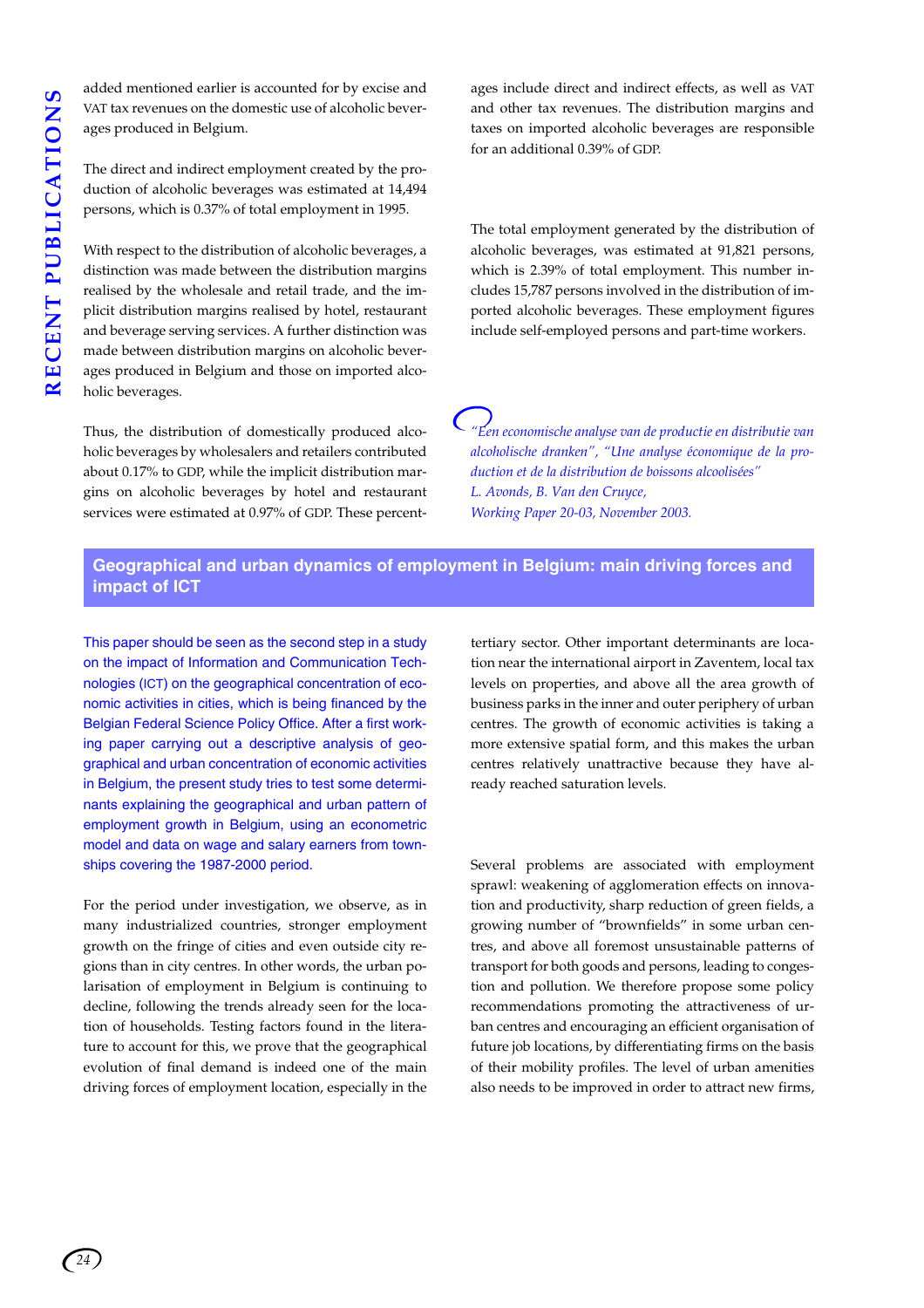added mentioned earlier is accounted for by excise and VAT tax revenues on the domestic use of alcoholic beverages produced in Belgium.

The direct and indirect employment created by the production of alcoholic beverages was estimated at 14,494 persons, which is 0.37% of total employment in 1995.

With respect to the distribution of alcoholic beverages, a distinction was made between the distribution margins realised by the wholesale and retail trade, and the implicit distribution margins realised by hotel, restaurant and beverage serving services. A further distinction was made between distribution margins on alcoholic beverages produced in Belgium and those on imported alcoholic beverages.

Thus, the distribution of domestically produced alcoholic beverages by wholesalers and retailers contributed about 0.17% to GDP, while the implicit distribution margins on alcoholic beverages by hotel and restaurant services were estimated at 0.97% of GDP. These percentages include direct and indirect effects, as well as VAT and other tax revenues. The distribution margins and taxes on imported alcoholic beverages are responsible for an additional 0.39% of GDP.

The total employment generated by the distribution of alcoholic beverages, was estimated at 91,821 persons, which is 2.39% of total employment. This number includes 15,787 persons involved in the distribution of imported alcoholic beverages. These employment figures include self-employed persons and part-time workers.

*"Een economische analyse van de productie en distributie van alcoholische dranken", "Une analyse économique de la production et de la distribution de boissons alcoolisées"*
*L. Avonds, B. Van den Cruyce,*
*Working Paper 20-03, November 2003.*

## Geographical and urban dynamics of employment in Belgium: main driving forces and impact of ICT

This paper should be seen as the second step in a study on the impact of Information and Communication Technologies (ICT) on the geographical concentration of economic activities in cities, which is being financed by the Belgian Federal Science Policy Office. After a first working paper carrying out a descriptive analysis of geographical and urban concentration of economic activities in Belgium, the present study tries to test some determinants explaining the geographical and urban pattern of employment growth in Belgium, using an econometric model and data on wage and salary earners from townships covering the 1987-2000 period.

For the period under investigation, we observe, as in many industrialized countries, stronger employment growth on the fringe of cities and even outside city regions than in city centres. In other words, the urban polarisation of employment in Belgium is continuing to decline, following the trends already seen for the location of households. Testing factors found in the literature to account for this, we prove that the geographical evolution of final demand is indeed one of the main driving forces of employment location, especially in the tertiary sector. Other important determinants are location near the international airport in Zaventem, local tax levels on properties, and above all the area growth of business parks in the inner and outer periphery of urban centres. The growth of economic activities is taking a more extensive spatial form, and this makes the urban centres relatively unattractive because they have already reached saturation levels.

Several problems are associated with employment sprawl: weakening of agglomeration effects on innovation and productivity, sharp reduction of green fields, a growing number of "brownfields" in some urban centres, and above all foremost unsustainable patterns of transport for both goods and persons, leading to congestion and pollution. We therefore propose some policy recommendations promoting the attractiveness of urban centres and encouraging an efficient organisation of future job locations, by differentiating firms on the basis of their mobility profiles. The level of urban amenities also needs to be improved in order to attract new firms,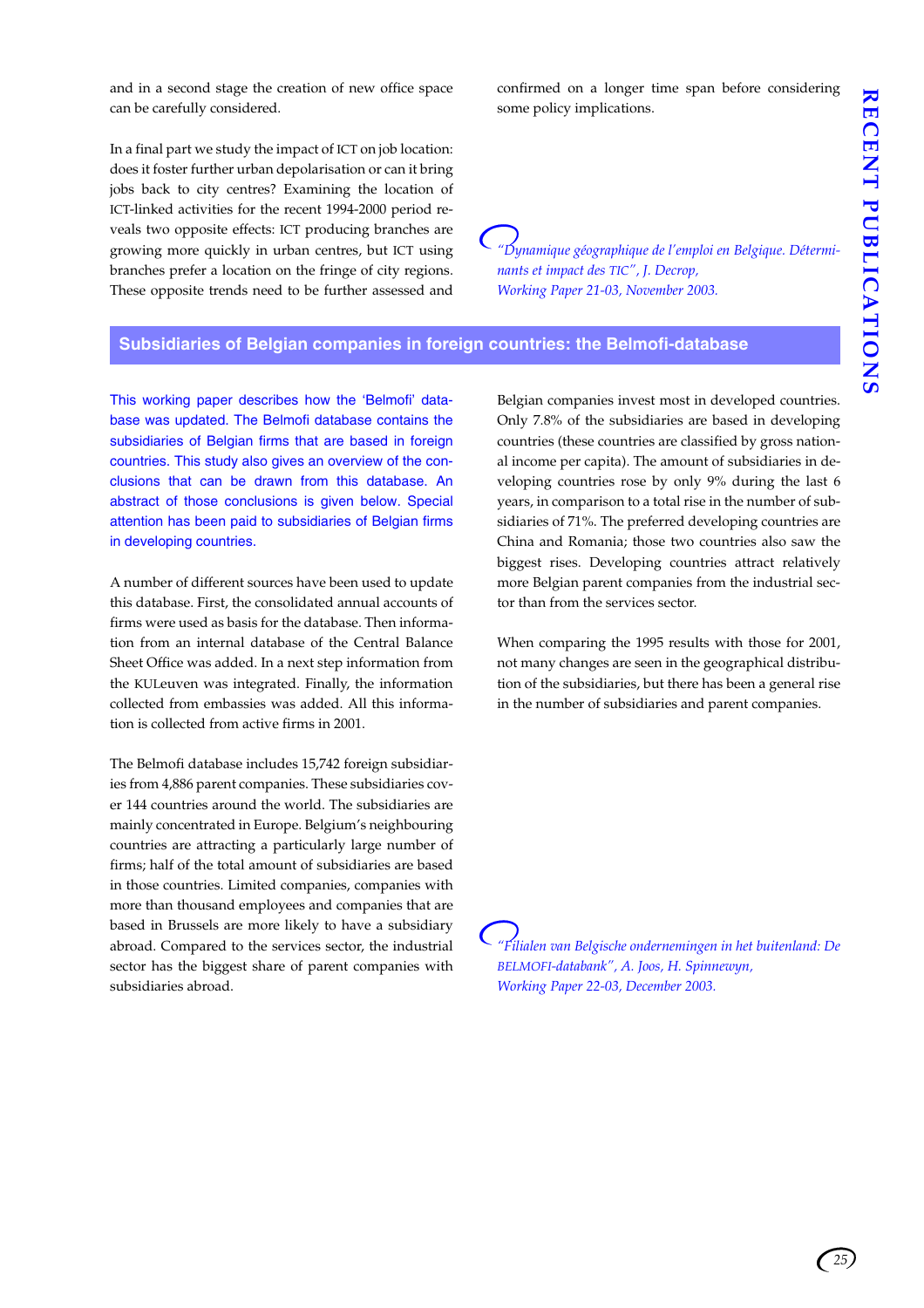and in a second stage the creation of new office space can be carefully considered.

In a final part we study the impact of ICT on job location: does it foster further urban depolarisation or can it bring jobs back to city centres? Examining the location of ICT-linked activities for the recent 1994-2000 period reveals two opposite effects: ICT producing branches are growing more quickly in urban centres, but ICT using branches prefer a location on the fringe of city regions. These opposite trends need to be further assessed and confirmed on a longer time span before considering some policy implications.

*"Dynamique géographique de l'emploi en Belgique. Déterminants et impact des TIC", J. Decrop, Working Paper 21-03, November 2003.*

## Subsidiaries of Belgian companies in foreign countries: the Belmofi-database

This working paper describes how the 'Belmofi' database was updated. The Belmofi database contains the subsidiaries of Belgian firms that are based in foreign countries. This study also gives an overview of the conclusions that can be drawn from this database. An abstract of those conclusions is given below. Special attention has been paid to subsidiaries of Belgian firms in developing countries.

A number of different sources have been used to update this database. First, the consolidated annual accounts of firms were used as basis for the database. Then information from an internal database of the Central Balance Sheet Office was added. In a next step information from the KULeuven was integrated. Finally, the information collected from embassies was added. All this information is collected from active firms in 2001.

The Belmofi database includes 15,742 foreign subsidiaries from 4,886 parent companies. These subsidiaries cover 144 countries around the world. The subsidiaries are mainly concentrated in Europe. Belgium's neighbouring countries are attracting a particularly large number of firms; half of the total amount of subsidiaries are based in those countries. Limited companies, companies with more than thousand employees and companies that are based in Brussels are more likely to have a subsidiary abroad. Compared to the services sector, the industrial sector has the biggest share of parent companies with subsidiaries abroad.

Belgian companies invest most in developed countries. Only 7.8% of the subsidiaries are based in developing countries (these countries are classified by gross national income per capita). The amount of subsidiaries in developing countries rose by only 9% during the last 6 years, in comparison to a total rise in the number of subsidiaries of 71%. The preferred developing countries are China and Romania; those two countries also saw the biggest rises. Developing countries attract relatively more Belgian parent companies from the industrial sector than from the services sector.

When comparing the 1995 results with those for 2001, not many changes are seen in the geographical distribution of the subsidiaries, but there has been a general rise in the number of subsidiaries and parent companies.

*"Filialen van Belgische ondernemingen in het buitenland: De BELMOFI-databank", A. Joos, H. Spinnewyn, Working Paper 22-03, December 2003.*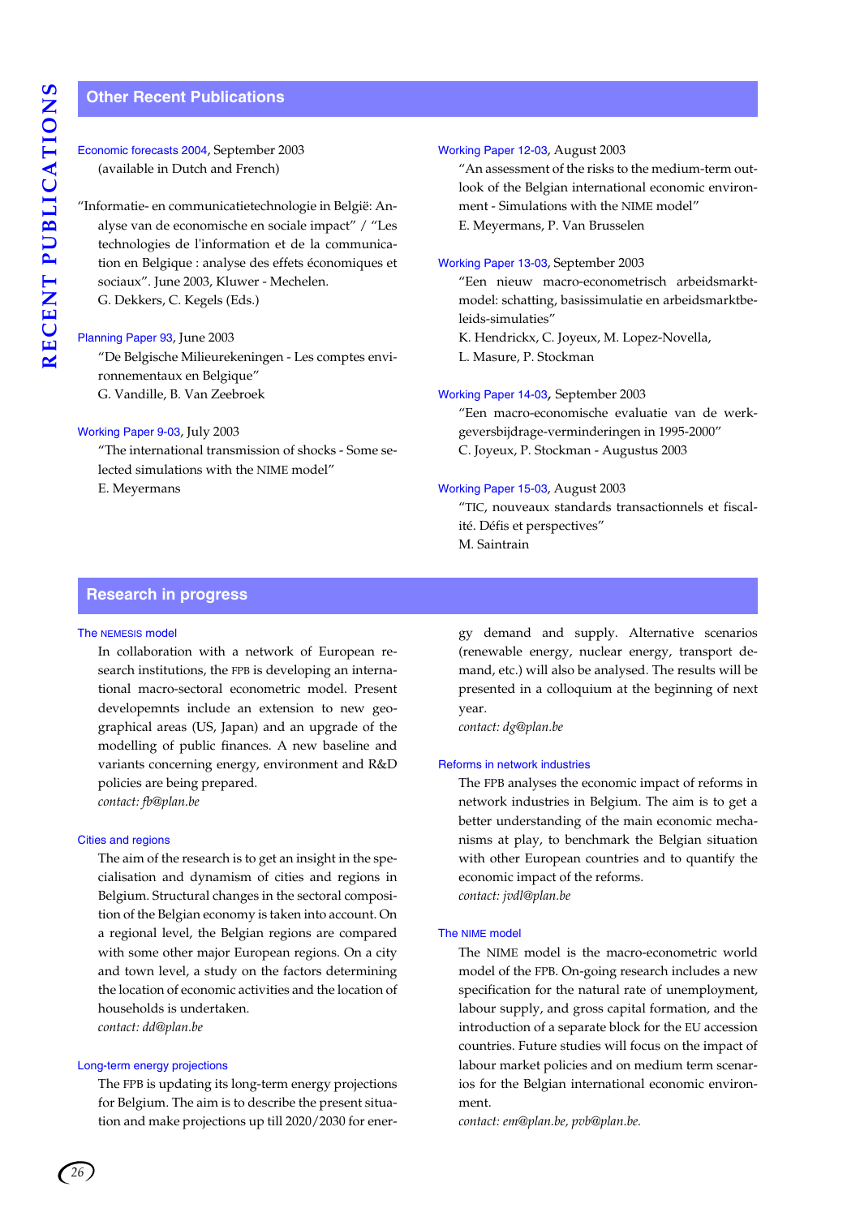## Other Recent Publications

Economic forecasts 2004, September 2003
(available in Dutch and French)

"Informatie- en communicatietechnologie in België: Analyse van de economische en sociale impact" / "Les technologies de l'information et de la communication en Belgique : analyse des effets économiques et sociaux". June 2003, Kluwer - Mechelen.
G. Dekkers, C. Kegels (Eds.)

Planning Paper 93, June 2003
"De Belgische Milieurekeningen - Les comptes environnementaux en Belgique"
G. Vandille, B. Van Zeebroek

Working Paper 9-03, July 2003
"The international transmission of shocks - Some selected simulations with the NIME model"
E. Meyermans

Working Paper 12-03, August 2003
"An assessment of the risks to the medium-term outlook of the Belgian international economic environment - Simulations with the NIME model"
E. Meyermans, P. Van Brusselen

Working Paper 13-03, September 2003
"Een nieuw macro-econometrisch arbeidsmarktmodel: schatting, basissimulatie en arbeidsmarktbeleids-simulaties"
K. Hendrickx, C. Joyeux, M. Lopez-Novella, L. Masure, P. Stockman

Working Paper 14-03, September 2003
"Een macro-economische evaluatie van de werkgeversbijdrage-verminderingen in 1995-2000"
C. Joyeux, P. Stockman - Augustus 2003

Working Paper 15-03, August 2003
"TIC, nouveaux standards transactionnels et fiscalité. Défis et perspectives"
M. Saintrain

## Research in progress

### The NEMESIS model

In collaboration with a network of European research institutions, the FPB is developing an international macro-sectoral econometric model. Present developemnts include an extension to new geographical areas (US, Japan) and an upgrade of the modelling of public finances. A new baseline and variants concerning energy, environment and R&D policies are being prepared.
*contact: fb@plan.be*

### Cities and regions

The aim of the research is to get an insight in the specialisation and dynamism of cities and regions in Belgium. Structural changes in the sectoral composition of the Belgian economy is taken into account. On a regional level, the Belgian regions are compared with some other major European regions. On a city and town level, a study on the factors determining the location of economic activities and the location of households is undertaken.
*contact: dd@plan.be*

### Long-term energy projections

The FPB is updating its long-term energy projections for Belgium. The aim is to describe the present situation and make projections up till 2020/2030 for energy demand and supply. Alternative scenarios (renewable energy, nuclear energy, transport demand, etc.) will also be analysed. The results will be presented in a colloquium at the beginning of next year.
*contact: dg@plan.be*

### Reforms in network industries

The FPB analyses the economic impact of reforms in network industries in Belgium. The aim is to get a better understanding of the main economic mechanisms at play, to benchmark the Belgian situation with other European countries and to quantify the economic impact of the reforms.
*contact: jvdl@plan.be*

### The NIME model

The NIME model is the macro-econometric world model of the FPB. On-going research includes a new specification for the natural rate of unemployment, labour supply, and gross capital formation, and the introduction of a separate block for the EU accession countries. Future studies will focus on the impact of labour market policies and on medium term scenarios for the Belgian international economic environment.
*contact: em@plan.be, pvb@plan.be.*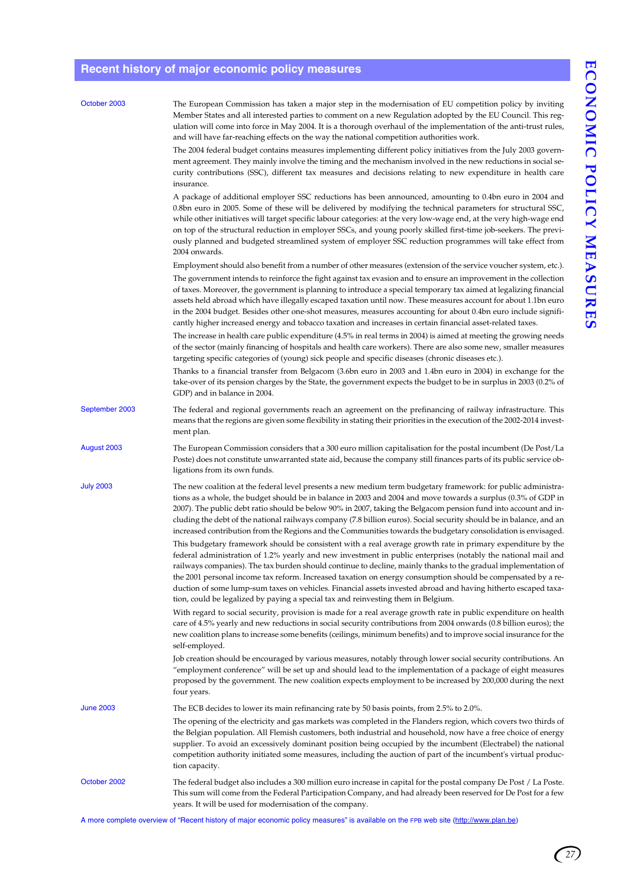## Recent history of major economic policy measures

**October 2003**

The European Commission has taken a major step in the modernisation of EU competition policy by inviting Member States and all interested parties to comment on a new Regulation adopted by the EU Council. This regulation will come into force in May 2004. It is a thorough overhaul of the implementation of the anti-trust rules, and will have far-reaching effects on the way the national competition authorities work.

The 2004 federal budget contains measures implementing different policy initiatives from the July 2003 government agreement. They mainly involve the timing and the mechanism involved in the new reductions in social security contributions (SSC), different tax measures and decisions relating to new expenditure in health care insurance.

A package of additional employer SSC reductions has been announced, amounting to 0.4bn euro in 2004 and 0.8bn euro in 2005. Some of these will be delivered by modifying the technical parameters for structural SSC, while other initiatives will target specific labour categories: at the very low-wage end, at the very high-wage end on top of the structural reduction in employer SSCs, and young poorly skilled first-time job-seekers. The previously planned and budgeted streamlined system of employer SSC reduction programmes will take effect from 2004 onwards.

Employment should also benefit from a number of other measures (extension of the service voucher system, etc.).

The government intends to reinforce the fight against tax evasion and to ensure an improvement in the collection of taxes. Moreover, the government is planning to introduce a special temporary tax aimed at legalizing financial assets held abroad which have illegally escaped taxation until now. These measures account for about 1.1bn euro in the 2004 budget. Besides other one-shot measures, measures accounting for about 0.4bn euro include significantly higher increased energy and tobacco taxation and increases in certain financial asset-related taxes.

The increase in health care public expenditure (4.5% in real terms in 2004) is aimed at meeting the growing needs of the sector (mainly financing of hospitals and health care workers). There are also some new, smaller measures targeting specific categories of (young) sick people and specific diseases (chronic diseases etc.).

Thanks to a financial transfer from Belgacom (3.6bn euro in 2003 and 1.4bn euro in 2004) in exchange for the take-over of its pension charges by the State, the government expects the budget to be in surplus in 2003 (0.2% of GDP) and in balance in 2004.

**September 2003**

The federal and regional governments reach an agreement on the prefinancing of railway infrastructure. This means that the regions are given some flexibility in stating their priorities in the execution of the 2002-2014 investment plan.

**August 2003**

The European Commission considers that a 300 euro million capitalisation for the postal incumbent (De Post/La Poste) does not constitute unwarranted state aid, because the company still finances parts of its public service obligations from its own funds.

**July 2003**

The new coalition at the federal level presents a new medium term budgetary framework: for public administrations as a whole, the budget should be in balance in 2003 and 2004 and move towards a surplus (0.3% of GDP in 2007). The public debt ratio should be below 90% in 2007, taking the Belgacom pension fund into account and including the debt of the national railways company (7.8 billion euros). Social security should be in balance, and an increased contribution from the Regions and the Communities towards the budgetary consolidation is envisaged.

This budgetary framework should be consistent with a real average growth rate in primary expenditure by the federal administration of 1.2% yearly and new investment in public enterprises (notably the national mail and railways companies). The tax burden should continue to decline, mainly thanks to the gradual implementation of the 2001 personal income tax reform. Increased taxation on energy consumption should be compensated by a reduction of some lump-sum taxes on vehicles. Financial assets invested abroad and having hitherto escaped taxation, could be legalized by paying a special tax and reinvesting them in Belgium.

With regard to social security, provision is made for a real average growth rate in public expenditure on health care of 4.5% yearly and new reductions in social security contributions from 2004 onwards (0.8 billion euros); the new coalition plans to increase some benefits (ceilings, minimum benefits) and to improve social insurance for the self-employed.

Job creation should be encouraged by various measures, notably through lower social security contributions. An "employment conference" will be set up and should lead to the implementation of a package of eight measures proposed by the government. The new coalition expects employment to be increased by 200,000 during the next four years.

**June 2003**

The ECB decides to lower its main refinancing rate by 50 basis points, from 2.5% to 2.0%.

The opening of the electricity and gas markets was completed in the Flanders region, which covers two thirds of the Belgian population. All Flemish customers, both industrial and household, now have a free choice of energy supplier. To avoid an excessively dominant position being occupied by the incumbent (Electrabel) the national competition authority initiated some measures, including the auction of part of the incumbent's virtual production capacity.

**October 2002**

The federal budget also includes a 300 million euro increase in capital for the postal company De Post / La Poste. This sum will come from the Federal Participation Company, and had already been reserved for De Post for a few years. It will be used for modernisation of the company.

A more complete overview of "Recent history of major economic policy measures" is available on the FPB web site (http://www.plan.be)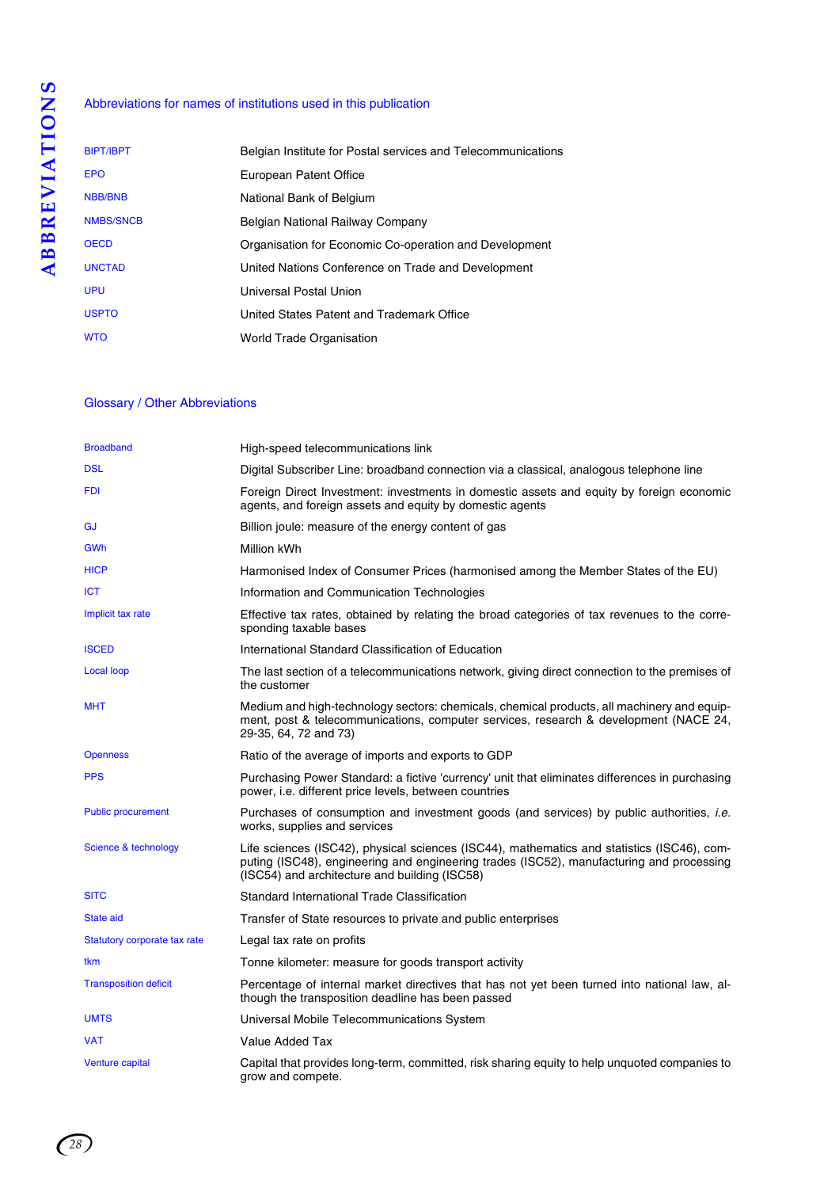# ABBREVIATIONS

## Abbreviations for names of institutions used in this publication

| | |
|---|---|
| BIPT/IBPT | Belgian Institute for Postal services and Telecommunications |
| EPO | European Patent Office |
| NBB/BNB | National Bank of Belgium |
| NMBS/SNCB | Belgian National Railway Company |
| OECD | Organisation for Economic Co-operation and Development |
| UNCTAD | United Nations Conference on Trade and Development |
| UPU | Universal Postal Union |
| USPTO | United States Patent and Trademark Office |
| WTO | World Trade Organisation |

## Glossary / Other Abbreviations

| | |
|---|---|
| Broadband | High-speed telecommunications link |
| DSL | Digital Subscriber Line: broadband connection via a classical, analogous telephone line |
| FDI | Foreign Direct Investment: investments in domestic assets and equity by foreign economic agents, and foreign assets and equity by domestic agents |
| GJ | Billion joule: measure of the energy content of gas |
| GWh | Million kWh |
| HICP | Harmonised Index of Consumer Prices (harmonised among the Member States of the EU) |
| ICT | Information and Communication Technologies |
| Implicit tax rate | Effective tax rates, obtained by relating the broad categories of tax revenues to the corresponding taxable bases |
| ISCED | International Standard Classification of Education |
| Local loop | The last section of a telecommunications network, giving direct connection to the premises of the customer |
| MHT | Medium and high-technology sectors: chemicals, chemical products, all machinery and equipment, post & telecommunications, computer services, research & development (NACE 24, 29-35, 64, 72 and 73) |
| Openness | Ratio of the average of imports and exports to GDP |
| PPS | Purchasing Power Standard: a fictive 'currency' unit that eliminates differences in purchasing power, i.e. different price levels, between countries |
| Public procurement | Purchases of consumption and investment goods (and services) by public authorities, *i.e.* works, supplies and services |
| Science & technology | Life sciences (ISC42), physical sciences (ISC44), mathematics and statistics (ISC46), computing (ISC48), engineering and engineering trades (ISC52), manufacturing and processing (ISC54) and architecture and building (ISC58) |
| SITC | Standard International Trade Classification |
| State aid | Transfer of State resources to private and public enterprises |
| Statutory corporate tax rate | Legal tax rate on profits |
| tkm | Tonne kilometer: measure for goods transport activity |
| Transposition deficit | Percentage of internal market directives that has not yet been turned into national law, although the transposition deadline has been passed |
| UMTS | Universal Mobile Telecommunications System |
| VAT | Value Added Tax |
| Venture capital | Capital that provides long-term, committed, risk sharing equity to help unquoted companies to grow and compete. |